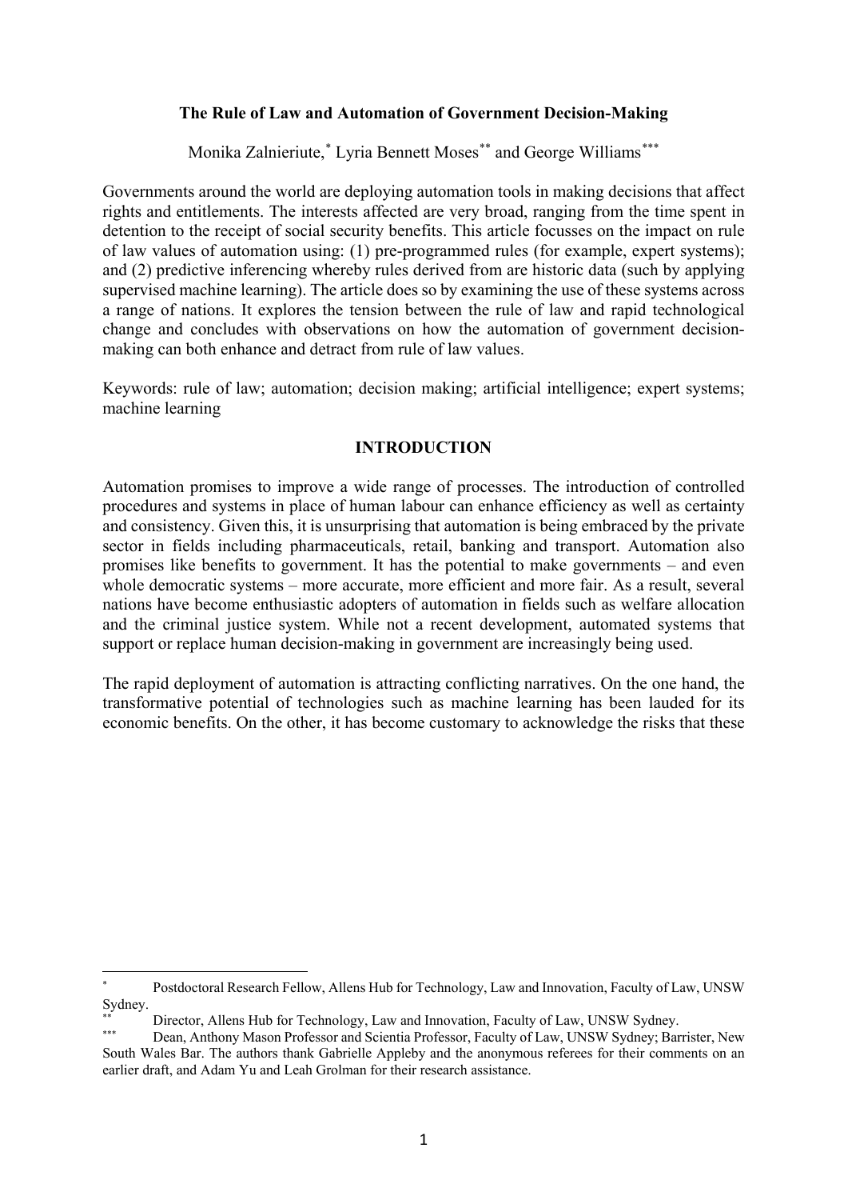**The Rule of Law and Automation of Government Decision-Making**

Monika Zalnieriute,* Lyria Bennett Moses** and George Williams***

Governments around the world are deploying automation tools in making decisions that affect rights and entitlements. The interests affected are very broad, ranging from the time spent in detention to the receipt of social security benefits. This article focusses on the impact on rule of law values of automation using: (1) pre-programmed rules (for example, expert systems); and (2) predictive inferencing whereby rules derived from are historic data (such by applying supervised machine learning). The article does so by examining the use of these systems across a range of nations. It explores the tension between the rule of law and rapid technological change and concludes with observations on how the automation of government decision-making can both enhance and detract from rule of law values.

Keywords: rule of law; automation; decision making; artificial intelligence; expert systems; machine learning

## INTRODUCTION

Automation promises to improve a wide range of processes. The introduction of controlled procedures and systems in place of human labour can enhance efficiency as well as certainty and consistency. Given this, it is unsurprising that automation is being embraced by the private sector in fields including pharmaceuticals, retail, banking and transport. Automation also promises like benefits to government. It has the potential to make governments – and even whole democratic systems – more accurate, more efficient and more fair. As a result, several nations have become enthusiastic adopters of automation in fields such as welfare allocation and the criminal justice system. While not a recent development, automated systems that support or replace human decision-making in government are increasingly being used.

The rapid deployment of automation is attracting conflicting narratives. On the one hand, the transformative potential of technologies such as machine learning has been lauded for its economic benefits. On the other, it has become customary to acknowledge the risks that these

---

* Postdoctoral Research Fellow, Allens Hub for Technology, Law and Innovation, Faculty of Law, UNSW Sydney.

** Director, Allens Hub for Technology, Law and Innovation, Faculty of Law, UNSW Sydney.

*** Dean, Anthony Mason Professor and Scientia Professor, Faculty of Law, UNSW Sydney; Barrister, New South Wales Bar. The authors thank Gabrielle Appleby and the anonymous referees for their comments on an earlier draft, and Adam Yu and Leah Grolman for their research assistance.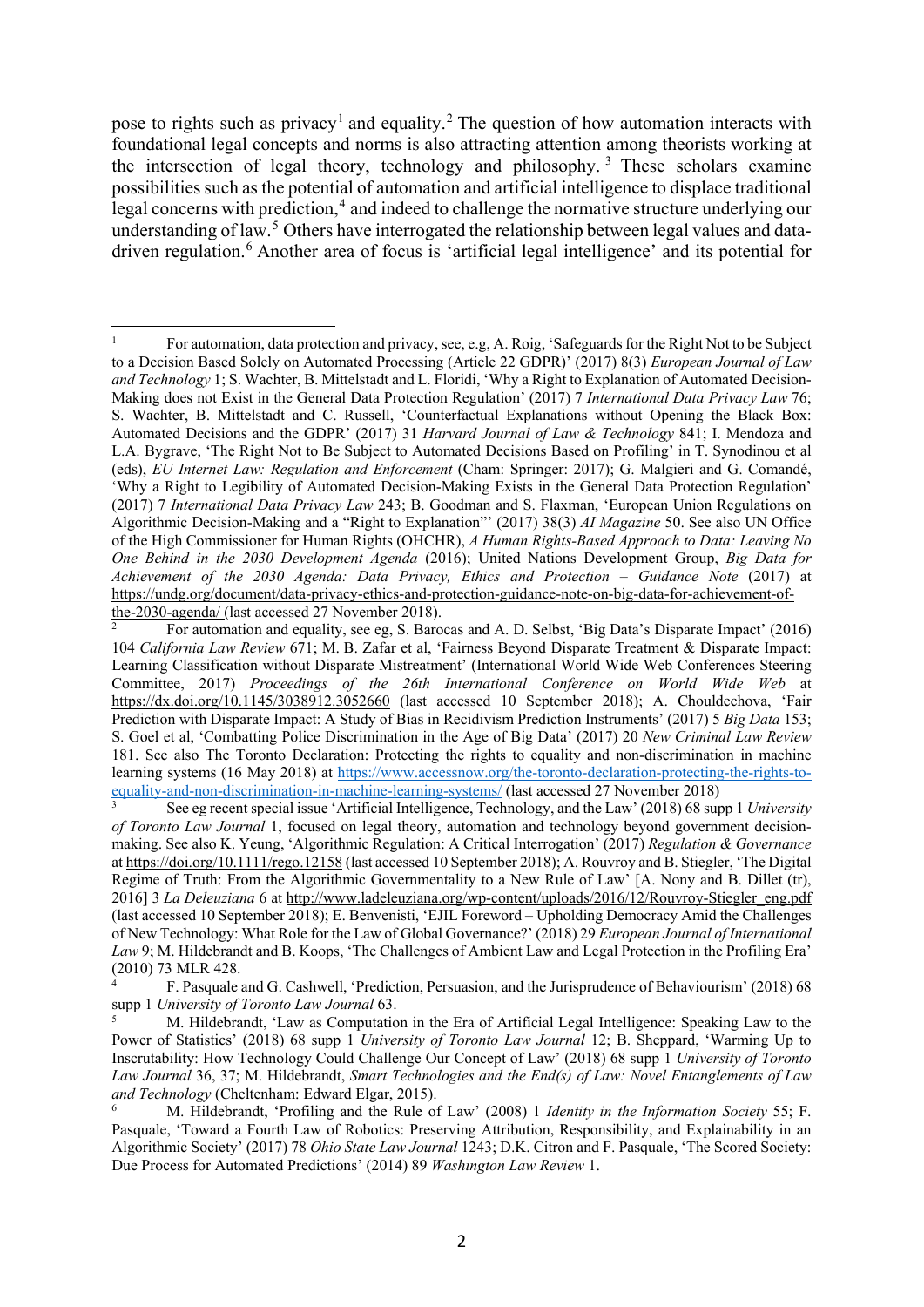pose to rights such as privacy[1] and equality.[2] The question of how automation interacts with foundational legal concepts and norms is also attracting attention among theorists working at the intersection of legal theory, technology and philosophy.[3] These scholars examine possibilities such as the potential of automation and artificial intelligence to displace traditional legal concerns with prediction,[4] and indeed to challenge the normative structure underlying our understanding of law.[5] Others have interrogated the relationship between legal values and data-driven regulation.[6] Another area of focus is 'artificial legal intelligence' and its potential for

---

[1] For automation, data protection and privacy, see, e.g, A. Roig, 'Safeguards for the Right Not to be Subject to a Decision Based Solely on Automated Processing (Article 22 GDPR)' (2017) 8(3) *European Journal of Law and Technology* 1; S. Wachter, B. Mittelstadt and L. Floridi, 'Why a Right to Explanation of Automated Decision-Making does not Exist in the General Data Protection Regulation' (2017) 7 *International Data Privacy Law* 76; S. Wachter, B. Mittelstadt and C. Russell, 'Counterfactual Explanations without Opening the Black Box: Automated Decisions and the GDPR' (2017) 31 *Harvard Journal of Law & Technology* 841; I. Mendoza and L.A. Bygrave, 'The Right Not to Be Subject to Automated Decisions Based on Profiling' in T. Synodinou et al (eds), *EU Internet Law: Regulation and Enforcement* (Cham: Springer: 2017); G. Malgieri and G. Comandé, 'Why a Right to Legibility of Automated Decision-Making Exists in the General Data Protection Regulation' (2017) 7 *International Data Privacy Law* 243; B. Goodman and S. Flaxman, 'European Union Regulations on Algorithmic Decision-Making and a "Right to Explanation"' (2017) 38(3) *AI Magazine* 50. See also UN Office of the High Commissioner for Human Rights (OHCHR), *A Human Rights-Based Approach to Data: Leaving No One Behind in the 2030 Development Agenda* (2016); United Nations Development Group, *Big Data for Achievement of the 2030 Agenda: Data Privacy, Ethics and Protection – Guidance Note* (2017) at https://undg.org/document/data-privacy-ethics-and-protection-guidance-note-on-big-data-for-achievement-of-the-2030-agenda/ (last accessed 27 November 2018).

[2] For automation and equality, see eg, S. Barocas and A. D. Selbst, 'Big Data's Disparate Impact' (2016) 104 *California Law Review* 671; M. B. Zafar et al, 'Fairness Beyond Disparate Treatment & Disparate Impact: Learning Classification without Disparate Mistreatment' (International World Wide Web Conferences Steering Committee, 2017) *Proceedings of the 26th International Conference on World Wide Web* at https://dx.doi.org/10.1145/3038912.3052660 (last accessed 10 September 2018); A. Chouldechova, 'Fair Prediction with Disparate Impact: A Study of Bias in Recidivism Prediction Instruments' (2017) 5 *Big Data* 153; S. Goel et al, 'Combatting Police Discrimination in the Age of Big Data' (2017) 20 *New Criminal Law Review* 181. See also The Toronto Declaration: Protecting the rights to equality and non-discrimination in machine learning systems (16 May 2018) at https://www.accessnow.org/the-toronto-declaration-protecting-the-rights-to-equality-and-non-discrimination-in-machine-learning-systems/ (last accessed 27 November 2018)

[3] See eg recent special issue 'Artificial Intelligence, Technology, and the Law' (2018) 68 supp 1 *University of Toronto Law Journal* 1, focused on legal theory, automation and technology beyond government decision-making. See also K. Yeung, 'Algorithmic Regulation: A Critical Interrogation' (2017) *Regulation & Governance* at https://doi.org/10.1111/rego.12158 (last accessed 10 September 2018); A. Rouvroy and B. Stiegler, 'The Digital Regime of Truth: From the Algorithmic Governmentality to a New Rule of Law' [A. Nony and B. Dillet (tr), 2016] 3 *La Deleuziana* 6 at http://www.ladeleuziana.org/wp-content/uploads/2016/12/Rouvroy-Stiegler_eng.pdf (last accessed 10 September 2018); E. Benvenisti, 'EJIL Foreword – Upholding Democracy Amid the Challenges of New Technology: What Role for the Law of Global Governance?' (2018) 29 *European Journal of International Law* 9; M. Hildebrandt and B. Koops, 'The Challenges of Ambient Law and Legal Protection in the Profiling Era' (2010) 73 MLR 428.

[4] F. Pasquale and G. Cashwell, 'Prediction, Persuasion, and the Jurisprudence of Behaviourism' (2018) 68 supp 1 *University of Toronto Law Journal* 63.

[5] M. Hildebrandt, 'Law as Computation in the Era of Artificial Legal Intelligence: Speaking Law to the Power of Statistics' (2018) 68 supp 1 *University of Toronto Law Journal* 12; B. Sheppard, 'Warming Up to Inscrutability: How Technology Could Challenge Our Concept of Law' (2018) 68 supp 1 *University of Toronto Law Journal* 36, 37; M. Hildebrandt, *Smart Technologies and the End(s) of Law: Novel Entanglements of Law and Technology* (Cheltenham: Edward Elgar, 2015).

[6] M. Hildebrandt, 'Profiling and the Rule of Law' (2008) 1 *Identity in the Information Society* 55; F. Pasquale, 'Toward a Fourth Law of Robotics: Preserving Attribution, Responsibility, and Explainability in an Algorithmic Society' (2017) 78 *Ohio State Law Journal* 1243; D.K. Citron and F. Pasquale, 'The Scored Society: Due Process for Automated Predictions' (2014) 89 *Washington Law Review* 1.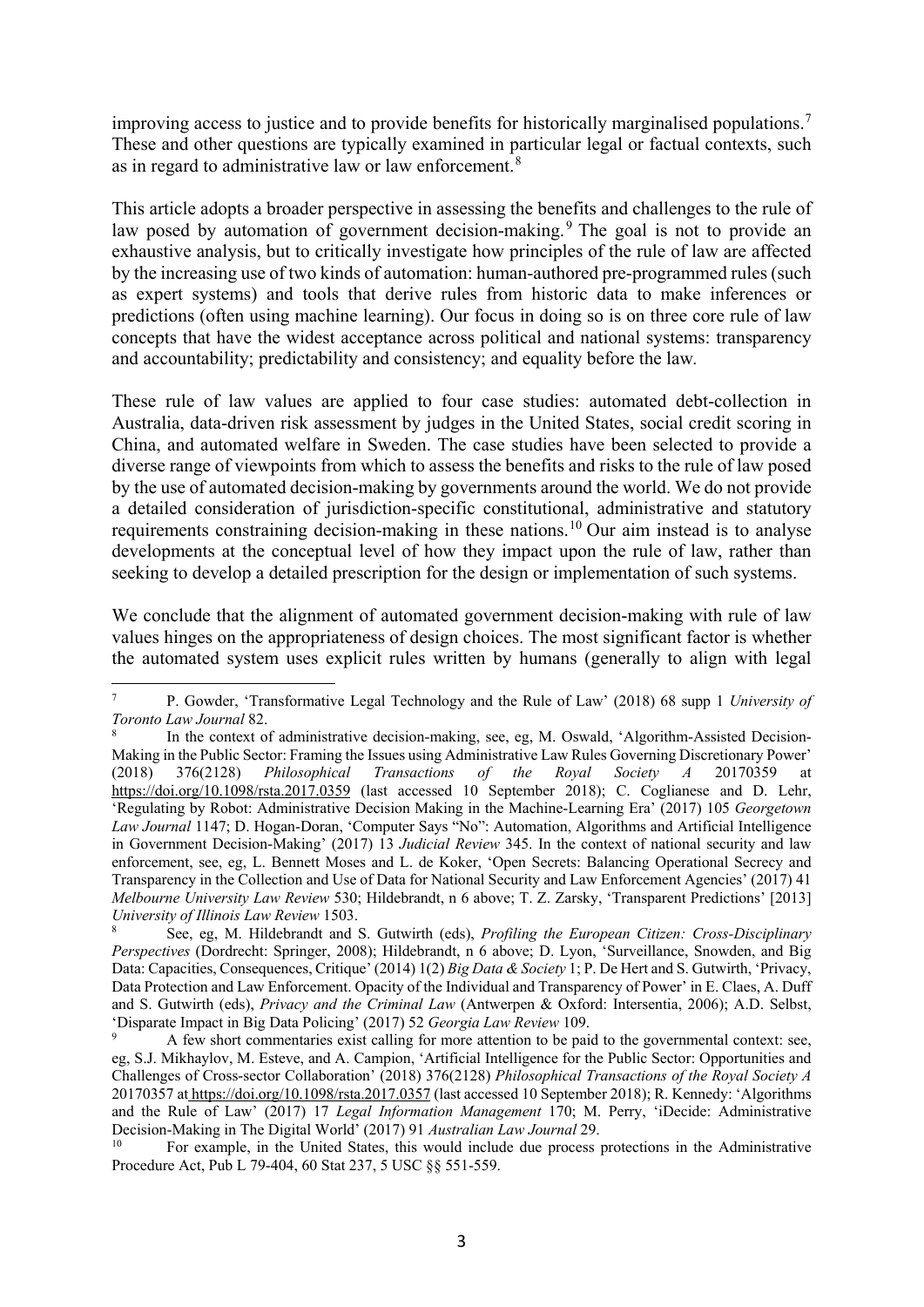improving access to justice and to provide benefits for historically marginalised populations.[7] These and other questions are typically examined in particular legal or factual contexts, such as in regard to administrative law or law enforcement.[8]

This article adopts a broader perspective in assessing the benefits and challenges to the rule of law posed by automation of government decision-making.[9] The goal is not to provide an exhaustive analysis, but to critically investigate how principles of the rule of law are affected by the increasing use of two kinds of automation: human-authored pre-programmed rules (such as expert systems) and tools that derive rules from historic data to make inferences or predictions (often using machine learning). Our focus in doing so is on three core rule of law concepts that have the widest acceptance across political and national systems: transparency and accountability; predictability and consistency; and equality before the law.

These rule of law values are applied to four case studies: automated debt-collection in Australia, data-driven risk assessment by judges in the United States, social credit scoring in China, and automated welfare in Sweden. The case studies have been selected to provide a diverse range of viewpoints from which to assess the benefits and risks to the rule of law posed by the use of automated decision-making by governments around the world. We do not provide a detailed consideration of jurisdiction-specific constitutional, administrative and statutory requirements constraining decision-making in these nations.[10] Our aim instead is to analyse developments at the conceptual level of how they impact upon the rule of law, rather than seeking to develop a detailed prescription for the design or implementation of such systems.

We conclude that the alignment of automated government decision-making with rule of law values hinges on the appropriateness of design choices. The most significant factor is whether the automated system uses explicit rules written by humans (generally to align with legal

---

[7] P. Gowder, 'Transformative Legal Technology and the Rule of Law' (2018) 68 supp 1 *University of Toronto Law Journal* 82.

[8] In the context of administrative decision-making, see, eg, M. Oswald, 'Algorithm-Assisted Decision-Making in the Public Sector: Framing the Issues using Administrative Law Rules Governing Discretionary Power' (2018) 376(2128) *Philosophical Transactions of the Royal Society A* 20170359 at https://doi.org/10.1098/rsta.2017.0359 (last accessed 10 September 2018); C. Coglianese and D. Lehr, 'Regulating by Robot: Administrative Decision Making in the Machine-Learning Era' (2017) 105 *Georgetown Law Journal* 1147; D. Hogan-Doran, 'Computer Says "No": Automation, Algorithms and Artificial Intelligence in Government Decision-Making' (2017) 13 *Judicial Review* 345. In the context of national security and law enforcement, see, eg, L. Bennett Moses and L. de Koker, 'Open Secrets: Balancing Operational Secrecy and Transparency in the Collection and Use of Data for National Security and Law Enforcement Agencies' (2017) 41 *Melbourne University Law Review* 530; Hildebrandt, n 6 above; T. Z. Zarsky, 'Transparent Predictions' [2013] *University of Illinois Law Review* 1503.

[8] See, eg, M. Hildebrandt and S. Gutwirth (eds), *Profiling the European Citizen: Cross-Disciplinary Perspectives* (Dordrecht: Springer, 2008); Hildebrandt, n 6 above; D. Lyon, 'Surveillance, Snowden, and Big Data: Capacities, Consequences, Critique' (2014) 1(2) *Big Data & Society* 1; P. De Hert and S. Gutwirth, 'Privacy, Data Protection and Law Enforcement. Opacity of the Individual and Transparency of Power' in E. Claes, A. Duff and S. Gutwirth (eds), *Privacy and the Criminal Law* (Antwerpen & Oxford: Intersentia, 2006); A.D. Selbst, 'Disparate Impact in Big Data Policing' (2017) 52 *Georgia Law Review* 109.

[9] A few short commentaries exist calling for more attention to be paid to the governmental context: see, eg, S.J. Mikhaylov, M. Esteve, and A. Campion, 'Artificial Intelligence for the Public Sector: Opportunities and Challenges of Cross-sector Collaboration' (2018) 376(2128) *Philosophical Transactions of the Royal Society A* 20170357 at https://doi.org/10.1098/rsta.2017.0357 (last accessed 10 September 2018); R. Kennedy: 'Algorithms and the Rule of Law' (2017) 17 *Legal Information Management* 170; M. Perry, 'iDecide: Administrative Decision-Making in The Digital World' (2017) 91 *Australian Law Journal* 29.

[10] For example, in the United States, this would include due process protections in the Administrative Procedure Act, Pub L 79-404, 60 Stat 237, 5 USC §§ 551-559.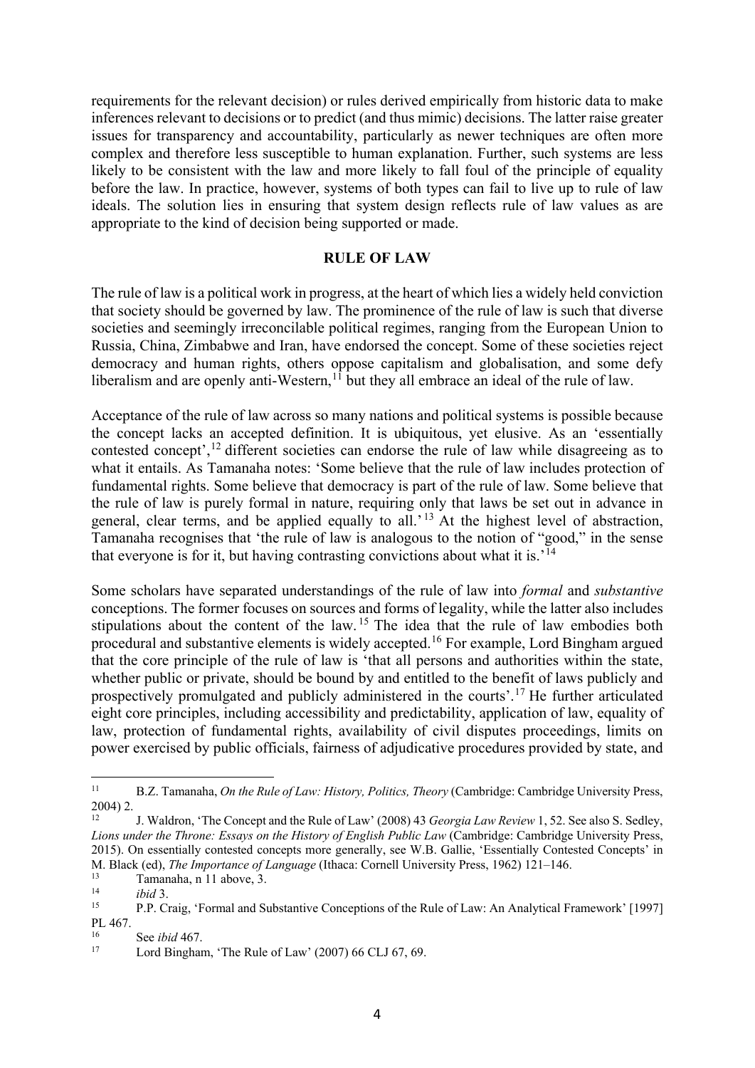requirements for the relevant decision) or rules derived empirically from historic data to make inferences relevant to decisions or to predict (and thus mimic) decisions. The latter raise greater issues for transparency and accountability, particularly as newer techniques are often more complex and therefore less susceptible to human explanation. Further, such systems are less likely to be consistent with the law and more likely to fall foul of the principle of equality before the law. In practice, however, systems of both types can fail to live up to rule of law ideals. The solution lies in ensuring that system design reflects rule of law values as are appropriate to the kind of decision being supported or made.

## RULE OF LAW

The rule of law is a political work in progress, at the heart of which lies a widely held conviction that society should be governed by law. The prominence of the rule of law is such that diverse societies and seemingly irreconcilable political regimes, ranging from the European Union to Russia, China, Zimbabwe and Iran, have endorsed the concept. Some of these societies reject democracy and human rights, others oppose capitalism and globalisation, and some defy liberalism and are openly anti-Western,[11] but they all embrace an ideal of the rule of law.

Acceptance of the rule of law across so many nations and political systems is possible because the concept lacks an accepted definition. It is ubiquitous, yet elusive. As an 'essentially contested concept',[12] different societies can endorse the rule of law while disagreeing as to what it entails. As Tamanaha notes: 'Some believe that the rule of law includes protection of fundamental rights. Some believe that democracy is part of the rule of law. Some believe that the rule of law is purely formal in nature, requiring only that laws be set out in advance in general, clear terms, and be applied equally to all.'[13] At the highest level of abstraction, Tamanaha recognises that 'the rule of law is analogous to the notion of "good," in the sense that everyone is for it, but having contrasting convictions about what it is.'[14]

Some scholars have separated understandings of the rule of law into *formal* and *substantive* conceptions. The former focuses on sources and forms of legality, while the latter also includes stipulations about the content of the law.[15] The idea that the rule of law embodies both procedural and substantive elements is widely accepted.[16] For example, Lord Bingham argued that the core principle of the rule of law is 'that all persons and authorities within the state, whether public or private, should be bound by and entitled to the benefit of laws publicly and prospectively promulgated and publicly administered in the courts'.[17] He further articulated eight core principles, including accessibility and predictability, application of law, equality of law, protection of fundamental rights, availability of civil disputes proceedings, limits on power exercised by public officials, fairness of adjudicative procedures provided by state, and

---

[11] B.Z. Tamanaha, *On the Rule of Law: History, Politics, Theory* (Cambridge: Cambridge University Press, 2004) 2.

[12] J. Waldron, 'The Concept and the Rule of Law' (2008) 43 *Georgia Law Review* 1, 52. See also S. Sedley, *Lions under the Throne: Essays on the History of English Public Law* (Cambridge: Cambridge University Press, 2015). On essentially contested concepts more generally, see W.B. Gallie, 'Essentially Contested Concepts' in M. Black (ed), *The Importance of Language* (Ithaca: Cornell University Press, 1962) 121–146.

[13] Tamanaha, n 11 above, 3.

[14] *ibid* 3.

[15] P.P. Craig, 'Formal and Substantive Conceptions of the Rule of Law: An Analytical Framework' [1997] PL 467.

[16] See *ibid* 467.

[17] Lord Bingham, 'The Rule of Law' (2007) 66 CLJ 67, 69.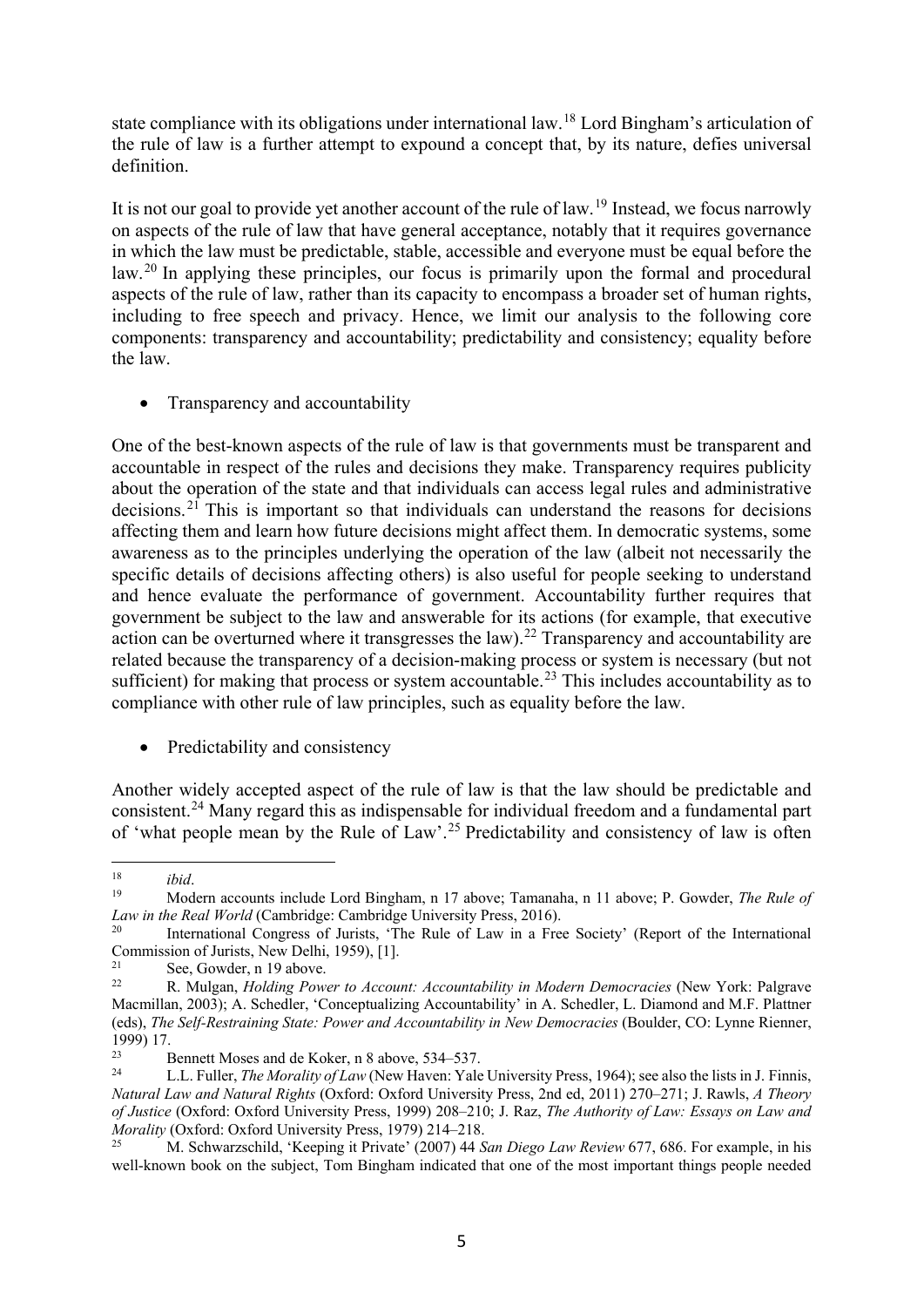state compliance with its obligations under international law.[18] Lord Bingham's articulation of the rule of law is a further attempt to expound a concept that, by its nature, defies universal definition.

It is not our goal to provide yet another account of the rule of law.[19] Instead, we focus narrowly on aspects of the rule of law that have general acceptance, notably that it requires governance in which the law must be predictable, stable, accessible and everyone must be equal before the law.[20] In applying these principles, our focus is primarily upon the formal and procedural aspects of the rule of law, rather than its capacity to encompass a broader set of human rights, including to free speech and privacy. Hence, we limit our analysis to the following core components: transparency and accountability; predictability and consistency; equality before the law.

- Transparency and accountability

One of the best-known aspects of the rule of law is that governments must be transparent and accountable in respect of the rules and decisions they make. Transparency requires publicity about the operation of the state and that individuals can access legal rules and administrative decisions.[21] This is important so that individuals can understand the reasons for decisions affecting them and learn how future decisions might affect them. In democratic systems, some awareness as to the principles underlying the operation of the law (albeit not necessarily the specific details of decisions affecting others) is also useful for people seeking to understand and hence evaluate the performance of government. Accountability further requires that government be subject to the law and answerable for its actions (for example, that executive action can be overturned where it transgresses the law).[22] Transparency and accountability are related because the transparency of a decision-making process or system is necessary (but not sufficient) for making that process or system accountable.[23] This includes accountability as to compliance with other rule of law principles, such as equality before the law.

- Predictability and consistency

Another widely accepted aspect of the rule of law is that the law should be predictable and consistent.[24] Many regard this as indispensable for individual freedom and a fundamental part of 'what people mean by the Rule of Law'.[25] Predictability and consistency of law is often

---

[18] *ibid*.

[19] Modern accounts include Lord Bingham, n 17 above; Tamanaha, n 11 above; P. Gowder, *The Rule of Law in the Real World* (Cambridge: Cambridge University Press, 2016).

[20] International Congress of Jurists, 'The Rule of Law in a Free Society' (Report of the International Commission of Jurists, New Delhi, 1959), [1].

[21] See, Gowder, n 19 above.

[22] R. Mulgan, *Holding Power to Account: Accountability in Modern Democracies* (New York: Palgrave Macmillan, 2003); A. Schedler, 'Conceptualizing Accountability' in A. Schedler, L. Diamond and M.F. Plattner (eds), *The Self-Restraining State: Power and Accountability in New Democracies* (Boulder, CO: Lynne Rienner, 1999) 17.

[23] Bennett Moses and de Koker, n 8 above, 534–537.

[24] L.L. Fuller, *The Morality of Law* (New Haven: Yale University Press, 1964); see also the lists in J. Finnis, *Natural Law and Natural Rights* (Oxford: Oxford University Press, 2nd ed, 2011) 270–271; J. Rawls, *A Theory of Justice* (Oxford: Oxford University Press, 1999) 208–210; J. Raz, *The Authority of Law: Essays on Law and Morality* (Oxford: Oxford University Press, 1979) 214–218.

[25] M. Schwarzschild, 'Keeping it Private' (2007) 44 *San Diego Law Review* 677, 686. For example, in his well-known book on the subject, Tom Bingham indicated that one of the most important things people needed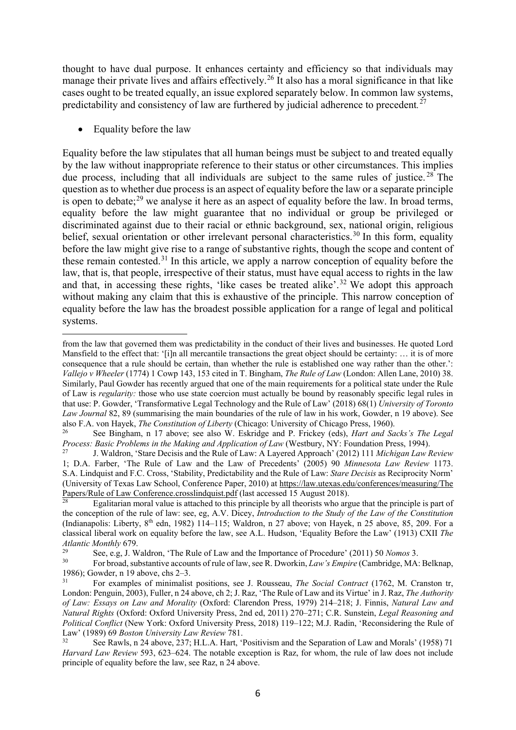thought to have dual purpose. It enhances certainty and efficiency so that individuals may manage their private lives and affairs effectively.[26] It also has a moral significance in that like cases ought to be treated equally, an issue explored separately below. In common law systems, predictability and consistency of law are furthered by judicial adherence to precedent.[27]

- Equality before the law

Equality before the law stipulates that all human beings must be subject to and treated equally by the law without inappropriate reference to their status or other circumstances. This implies due process, including that all individuals are subject to the same rules of justice.[28] The question as to whether due process is an aspect of equality before the law or a separate principle is open to debate;[29] we analyse it here as an aspect of equality before the law. In broad terms, equality before the law might guarantee that no individual or group be privileged or discriminated against due to their racial or ethnic background, sex, national origin, religious belief, sexual orientation or other irrelevant personal characteristics.[30] In this form, equality before the law might give rise to a range of substantive rights, though the scope and content of these remain contested.[31] In this article, we apply a narrow conception of equality before the law, that is, that people, irrespective of their status, must have equal access to rights in the law and that, in accessing these rights, 'like cases be treated alike'.[32] We adopt this approach without making any claim that this is exhaustive of the principle. This narrow conception of equality before the law has the broadest possible application for a range of legal and political systems.

---

from the law that governed them was predictability in the conduct of their lives and businesses. He quoted Lord Mansfield to the effect that: '[i]n all mercantile transactions the great object should be certainty: … it is of more consequence that a rule should be certain, than whether the rule is established one way rather than the other.': *Vallejo v Wheeler* (1774) 1 Cowp 143, 153 cited in T. Bingham, *The Rule of Law* (London: Allen Lane, 2010) 38. Similarly, Paul Gowder has recently argued that one of the main requirements for a political state under the Rule of Law is *regularity:* those who use state coercion must actually be bound by reasonably specific legal rules in that use: P. Gowder, 'Transformative Legal Technology and the Rule of Law' (2018) 68(1) *University of Toronto Law Journal* 82, 89 (summarising the main boundaries of the rule of law in his work, Gowder, n 19 above). See also F.A. von Hayek, *The Constitution of Liberty* (Chicago: University of Chicago Press, 1960).

[26] See Bingham, n 17 above; see also W. Eskridge and P. Frickey (eds), *Hart and Sacks's The Legal Process: Basic Problems in the Making and Application of Law* (Westbury, NY: Foundation Press, 1994).

[27] J. Waldron, 'Stare Decisis and the Rule of Law: A Layered Approach' (2012) 111 *Michigan Law Review* 1; D.A. Farber, 'The Rule of Law and the Law of Precedents' (2005) 90 *Minnesota Law Review* 1173. S.A. Lindquist and F.C. Cross, 'Stability, Predictability and the Rule of Law: *Stare Decisis* as Reciprocity Norm' (University of Texas Law School, Conference Paper, 2010) at https://law.utexas.edu/conferences/measuring/The Papers/Rule of Law Conference.crosslindquist.pdf (last accessed 15 August 2018).

[28] Egalitarian moral value is attached to this principle by all theorists who argue that the principle is part of the conception of the rule of law: see, eg, A.V. Dicey, *Introduction to the Study of the Law of the Constitution* (Indianapolis: Liberty, 8th edn, 1982) 114–115; Waldron, n 27 above; von Hayek, n 25 above, 85, 209. For a classical liberal work on equality before the law, see A.L. Hudson, 'Equality Before the Law' (1913) CXII *The Atlantic Monthly* 679.

[29] See, e.g, J. Waldron, 'The Rule of Law and the Importance of Procedure' (2011) 50 *Nomos* 3.

[30] For broad, substantive accounts of rule of law, see R. Dworkin, *Law's Empire* (Cambridge, MA: Belknap, 1986); Gowder, n 19 above, chs 2–3.

[31] For examples of minimalist positions, see J. Rousseau, *The Social Contract* (1762, M. Cranston tr, London: Penguin, 2003), Fuller, n 24 above, ch 2; J. Raz, 'The Rule of Law and its Virtue' in J. Raz, *The Authority of Law: Essays on Law and Morality* (Oxford: Clarendon Press, 1979) 214–218; J. Finnis, *Natural Law and Natural Rights* (Oxford: Oxford University Press, 2nd ed, 2011) 270–271; C.R. Sunstein, *Legal Reasoning and Political Conflict* (New York: Oxford University Press, 2018) 119–122; M.J. Radin, 'Reconsidering the Rule of Law' (1989) 69 *Boston University Law Review* 781.

[32] See Rawls, n 24 above, 237; H.L.A. Hart, 'Positivism and the Separation of Law and Morals' (1958) 71 *Harvard Law Review* 593, 623–624. The notable exception is Raz, for whom, the rule of law does not include principle of equality before the law, see Raz, n 24 above.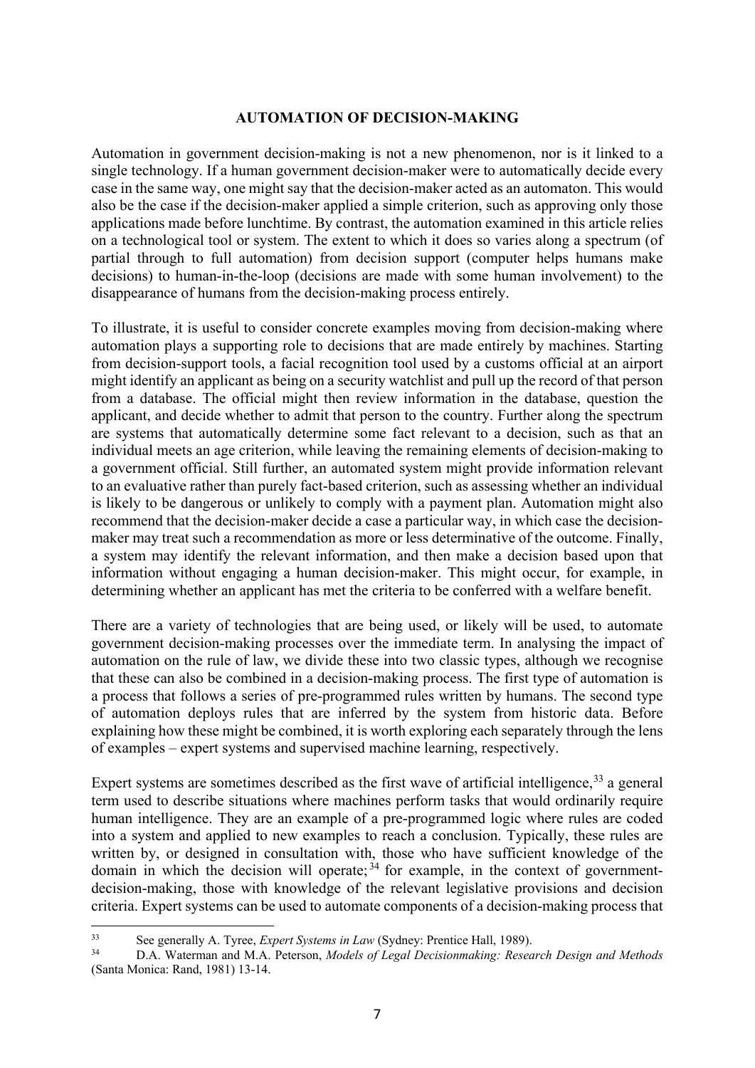## AUTOMATION OF DECISION-MAKING

Automation in government decision-making is not a new phenomenon, nor is it linked to a single technology. If a human government decision-maker were to automatically decide every case in the same way, one might say that the decision-maker acted as an automaton. This would also be the case if the decision-maker applied a simple criterion, such as approving only those applications made before lunchtime. By contrast, the automation examined in this article relies on a technological tool or system. The extent to which it does so varies along a spectrum (of partial through to full automation) from decision support (computer helps humans make decisions) to human-in-the-loop (decisions are made with some human involvement) to the disappearance of humans from the decision-making process entirely.

To illustrate, it is useful to consider concrete examples moving from decision-making where automation plays a supporting role to decisions that are made entirely by machines. Starting from decision-support tools, a facial recognition tool used by a customs official at an airport might identify an applicant as being on a security watchlist and pull up the record of that person from a database. The official might then review information in the database, question the applicant, and decide whether to admit that person to the country. Further along the spectrum are systems that automatically determine some fact relevant to a decision, such as that an individual meets an age criterion, while leaving the remaining elements of decision-making to a government official. Still further, an automated system might provide information relevant to an evaluative rather than purely fact-based criterion, such as assessing whether an individual is likely to be dangerous or unlikely to comply with a payment plan. Automation might also recommend that the decision-maker decide a case a particular way, in which case the decision-maker may treat such a recommendation as more or less determinative of the outcome. Finally, a system may identify the relevant information, and then make a decision based upon that information without engaging a human decision-maker. This might occur, for example, in determining whether an applicant has met the criteria to be conferred with a welfare benefit.

There are a variety of technologies that are being used, or likely will be used, to automate government decision-making processes over the immediate term. In analysing the impact of automation on the rule of law, we divide these into two classic types, although we recognise that these can also be combined in a decision-making process. The first type of automation is a process that follows a series of pre-programmed rules written by humans. The second type of automation deploys rules that are inferred by the system from historic data. Before explaining how these might be combined, it is worth exploring each separately through the lens of examples – expert systems and supervised machine learning, respectively.

Expert systems are sometimes described as the first wave of artificial intelligence,[33] a general term used to describe situations where machines perform tasks that would ordinarily require human intelligence. They are an example of a pre-programmed logic where rules are coded into a system and applied to new examples to reach a conclusion. Typically, these rules are written by, or designed in consultation with, those who have sufficient knowledge of the domain in which the decision will operate;[34] for example, in the context of government-decision-making, those with knowledge of the relevant legislative provisions and decision criteria. Expert systems can be used to automate components of a decision-making process that

---

[33] See generally A. Tyree, *Expert Systems in Law* (Sydney: Prentice Hall, 1989).

[34] D.A. Waterman and M.A. Peterson, *Models of Legal Decisionmaking: Research Design and Methods* (Santa Monica: Rand, 1981) 13-14.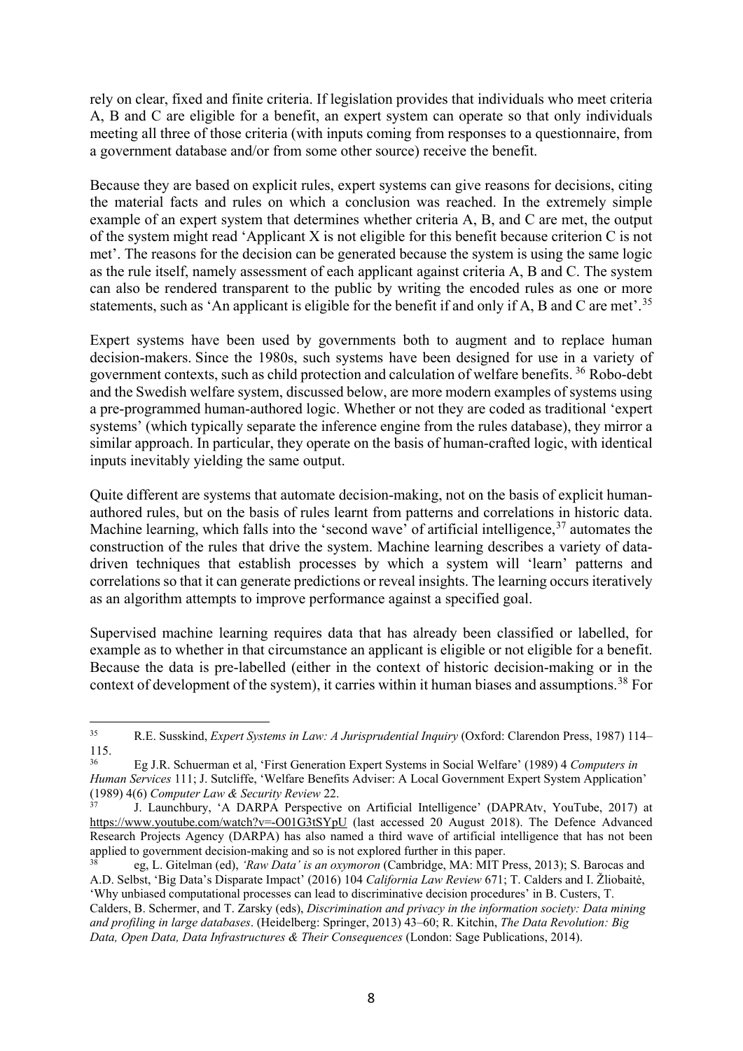rely on clear, fixed and finite criteria. If legislation provides that individuals who meet criteria A, B and C are eligible for a benefit, an expert system can operate so that only individuals meeting all three of those criteria (with inputs coming from responses to a questionnaire, from a government database and/or from some other source) receive the benefit.

Because they are based on explicit rules, expert systems can give reasons for decisions, citing the material facts and rules on which a conclusion was reached. In the extremely simple example of an expert system that determines whether criteria A, B, and C are met, the output of the system might read 'Applicant X is not eligible for this benefit because criterion C is not met'. The reasons for the decision can be generated because the system is using the same logic as the rule itself, namely assessment of each applicant against criteria A, B and C. The system can also be rendered transparent to the public by writing the encoded rules as one or more statements, such as 'An applicant is eligible for the benefit if and only if A, B and C are met'.[35]

Expert systems have been used by governments both to augment and to replace human decision-makers. Since the 1980s, such systems have been designed for use in a variety of government contexts, such as child protection and calculation of welfare benefits.[36] Robo-debt and the Swedish welfare system, discussed below, are more modern examples of systems using a pre-programmed human-authored logic. Whether or not they are coded as traditional 'expert systems' (which typically separate the inference engine from the rules database), they mirror a similar approach. In particular, they operate on the basis of human-crafted logic, with identical inputs inevitably yielding the same output.

Quite different are systems that automate decision-making, not on the basis of explicit human-authored rules, but on the basis of rules learnt from patterns and correlations in historic data. Machine learning, which falls into the 'second wave' of artificial intelligence,[37] automates the construction of the rules that drive the system. Machine learning describes a variety of data-driven techniques that establish processes by which a system will 'learn' patterns and correlations so that it can generate predictions or reveal insights. The learning occurs iteratively as an algorithm attempts to improve performance against a specified goal.

Supervised machine learning requires data that has already been classified or labelled, for example as to whether in that circumstance an applicant is eligible or not eligible for a benefit. Because the data is pre-labelled (either in the context of historic decision-making or in the context of development of the system), it carries within it human biases and assumptions.[38] For

---

[35] R.E. Susskind, *Expert Systems in Law: A Jurisprudential Inquiry* (Oxford: Clarendon Press, 1987) 114–115.

[36] Eg J.R. Schuerman et al, 'First Generation Expert Systems in Social Welfare' (1989) 4 *Computers in Human Services* 111; J. Sutcliffe, 'Welfare Benefits Adviser: A Local Government Expert System Application' (1989) 4(6) *Computer Law & Security Review* 22.

[37] J. Launchbury, 'A DARPA Perspective on Artificial Intelligence' (DAPRAtv, YouTube, 2017) at https://www.youtube.com/watch?v=-O01G3tSYpU (last accessed 20 August 2018). The Defence Advanced Research Projects Agency (DARPA) has also named a third wave of artificial intelligence that has not been applied to government decision-making and so is not explored further in this paper.

[38] eg, L. Gitelman (ed), *'Raw Data' is an oxymoron* (Cambridge, MA: MIT Press, 2013); S. Barocas and A.D. Selbst, 'Big Data's Disparate Impact' (2016) 104 *California Law Review* 671; T. Calders and I. Žliobaitė, 'Why unbiased computational processes can lead to discriminative decision procedures' in B. Custers, T. Calders, B. Schermer, and T. Zarsky (eds), *Discrimination and privacy in the information society: Data mining and profiling in large databases*. (Heidelberg: Springer, 2013) 43–60; R. Kitchin, *The Data Revolution: Big Data, Open Data, Data Infrastructures & Their Consequences* (London: Sage Publications, 2014).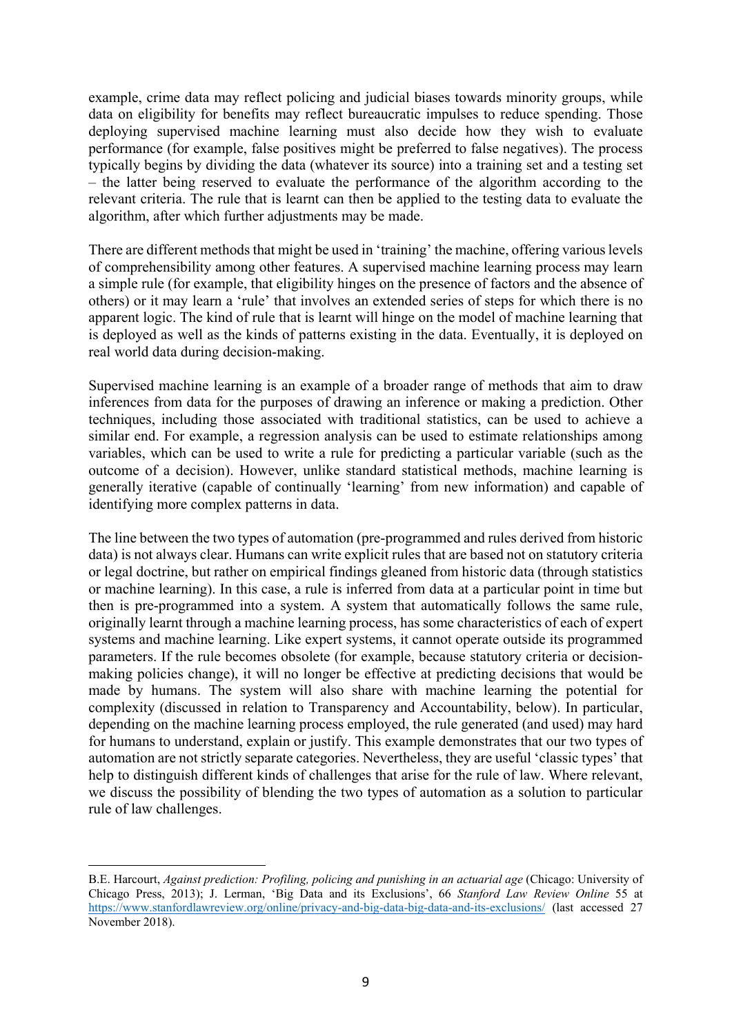example, crime data may reflect policing and judicial biases towards minority groups, while data on eligibility for benefits may reflect bureaucratic impulses to reduce spending. Those deploying supervised machine learning must also decide how they wish to evaluate performance (for example, false positives might be preferred to false negatives). The process typically begins by dividing the data (whatever its source) into a training set and a testing set – the latter being reserved to evaluate the performance of the algorithm according to the relevant criteria. The rule that is learnt can then be applied to the testing data to evaluate the algorithm, after which further adjustments may be made.

There are different methods that might be used in 'training' the machine, offering various levels of comprehensibility among other features. A supervised machine learning process may learn a simple rule (for example, that eligibility hinges on the presence of factors and the absence of others) or it may learn a 'rule' that involves an extended series of steps for which there is no apparent logic. The kind of rule that is learnt will hinge on the model of machine learning that is deployed as well as the kinds of patterns existing in the data. Eventually, it is deployed on real world data during decision-making.

Supervised machine learning is an example of a broader range of methods that aim to draw inferences from data for the purposes of drawing an inference or making a prediction. Other techniques, including those associated with traditional statistics, can be used to achieve a similar end. For example, a regression analysis can be used to estimate relationships among variables, which can be used to write a rule for predicting a particular variable (such as the outcome of a decision). However, unlike standard statistical methods, machine learning is generally iterative (capable of continually 'learning' from new information) and capable of identifying more complex patterns in data.

The line between the two types of automation (pre-programmed and rules derived from historic data) is not always clear. Humans can write explicit rules that are based not on statutory criteria or legal doctrine, but rather on empirical findings gleaned from historic data (through statistics or machine learning). In this case, a rule is inferred from data at a particular point in time but then is pre-programmed into a system. A system that automatically follows the same rule, originally learnt through a machine learning process, has some characteristics of each of expert systems and machine learning. Like expert systems, it cannot operate outside its programmed parameters. If the rule becomes obsolete (for example, because statutory criteria or decision-making policies change), it will no longer be effective at predicting decisions that would be made by humans. The system will also share with machine learning the potential for complexity (discussed in relation to Transparency and Accountability, below). In particular, depending on the machine learning process employed, the rule generated (and used) may hard for humans to understand, explain or justify. This example demonstrates that our two types of automation are not strictly separate categories. Nevertheless, they are useful 'classic types' that help to distinguish different kinds of challenges that arise for the rule of law. Where relevant, we discuss the possibility of blending the two types of automation as a solution to particular rule of law challenges.

---

B.E. Harcourt, *Against prediction: Profiling, policing and punishing in an actuarial age* (Chicago: University of Chicago Press, 2013); J. Lerman, 'Big Data and its Exclusions', 66 *Stanford Law Review Online* 55 at https://www.stanfordlawreview.org/online/privacy-and-big-data-big-data-and-its-exclusions/ (last accessed 27 November 2018).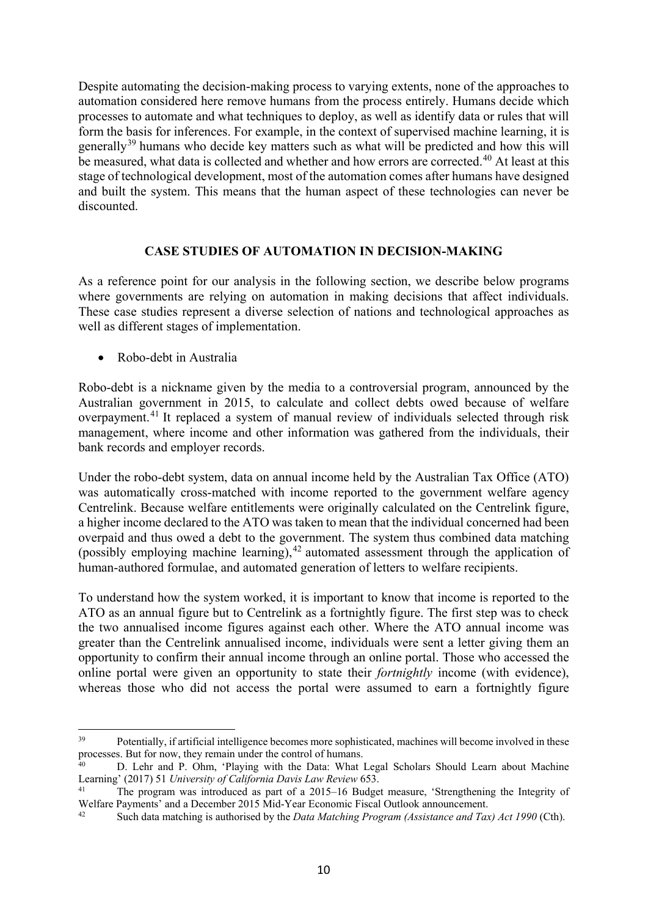Despite automating the decision-making process to varying extents, none of the approaches to automation considered here remove humans from the process entirely. Humans decide which processes to automate and what techniques to deploy, as well as identify data or rules that will form the basis for inferences. For example, in the context of supervised machine learning, it is generally[39] humans who decide key matters such as what will be predicted and how this will be measured, what data is collected and whether and how errors are corrected.[40] At least at this stage of technological development, most of the automation comes after humans have designed and built the system. This means that the human aspect of these technologies can never be discounted.

## CASE STUDIES OF AUTOMATION IN DECISION-MAKING

As a reference point for our analysis in the following section, we describe below programs where governments are relying on automation in making decisions that affect individuals. These case studies represent a diverse selection of nations and technological approaches as well as different stages of implementation.

- Robo-debt in Australia

Robo-debt is a nickname given by the media to a controversial program, announced by the Australian government in 2015, to calculate and collect debts owed because of welfare overpayment.[41] It replaced a system of manual review of individuals selected through risk management, where income and other information was gathered from the individuals, their bank records and employer records.

Under the robo-debt system, data on annual income held by the Australian Tax Office (ATO) was automatically cross-matched with income reported to the government welfare agency Centrelink. Because welfare entitlements were originally calculated on the Centrelink figure, a higher income declared to the ATO was taken to mean that the individual concerned had been overpaid and thus owed a debt to the government. The system thus combined data matching (possibly employing machine learning),[42] automated assessment through the application of human-authored formulae, and automated generation of letters to welfare recipients.

To understand how the system worked, it is important to know that income is reported to the ATO as an annual figure but to Centrelink as a fortnightly figure. The first step was to check the two annualised income figures against each other. Where the ATO annual income was greater than the Centrelink annualised income, individuals were sent a letter giving them an opportunity to confirm their annual income through an online portal. Those who accessed the online portal were given an opportunity to state their *fortnightly* income (with evidence), whereas those who did not access the portal were assumed to earn a fortnightly figure

---

[39] Potentially, if artificial intelligence becomes more sophisticated, machines will become involved in these processes. But for now, they remain under the control of humans.

[40] D. Lehr and P. Ohm, 'Playing with the Data: What Legal Scholars Should Learn about Machine Learning' (2017) 51 *University of California Davis Law Review* 653.

[41] The program was introduced as part of a 2015–16 Budget measure, 'Strengthening the Integrity of Welfare Payments' and a December 2015 Mid-Year Economic Fiscal Outlook announcement.

[42] Such data matching is authorised by the *Data Matching Program (Assistance and Tax) Act 1990* (Cth).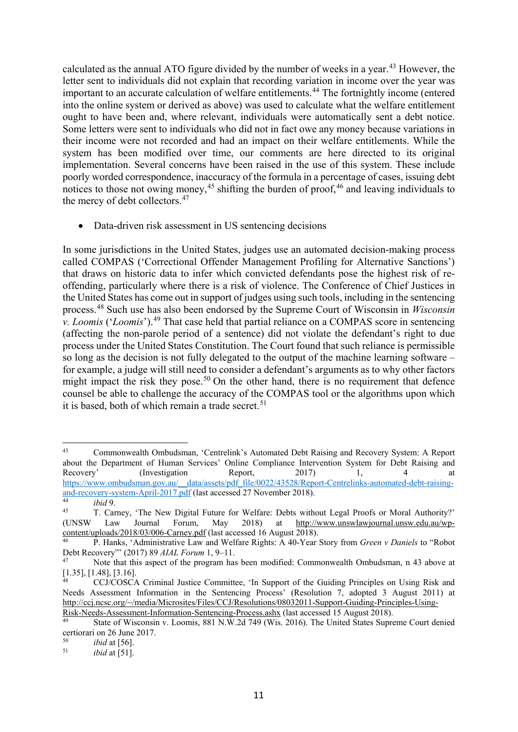calculated as the annual ATO figure divided by the number of weeks in a year.[43] However, the letter sent to individuals did not explain that recording variation in income over the year was important to an accurate calculation of welfare entitlements.[44] The fortnightly income (entered into the online system or derived as above) was used to calculate what the welfare entitlement ought to have been and, where relevant, individuals were automatically sent a debt notice. Some letters were sent to individuals who did not in fact owe any money because variations in their income were not recorded and had an impact on their welfare entitlements. While the system has been modified over time, our comments are here directed to its original implementation. Several concerns have been raised in the use of this system. These include poorly worded correspondence, inaccuracy of the formula in a percentage of cases, issuing debt notices to those not owing money,[45] shifting the burden of proof,[46] and leaving individuals to the mercy of debt collectors.[47]

- Data-driven risk assessment in US sentencing decisions

In some jurisdictions in the United States, judges use an automated decision-making process called COMPAS ('Correctional Offender Management Profiling for Alternative Sanctions') that draws on historic data to infer which convicted defendants pose the highest risk of re-offending, particularly where there is a risk of violence. The Conference of Chief Justices in the United States has come out in support of judges using such tools, including in the sentencing process.[48] Such use has also been endorsed by the Supreme Court of Wisconsin in *Wisconsin v. Loomis* ('*Loomis*').[49] That case held that partial reliance on a COMPAS score in sentencing (affecting the non-parole period of a sentence) did not violate the defendant's right to due process under the United States Constitution. The Court found that such reliance is permissible so long as the decision is not fully delegated to the output of the machine learning software – for example, a judge will still need to consider a defendant's arguments as to why other factors might impact the risk they pose.[50] On the other hand, there is no requirement that defence counsel be able to challenge the accuracy of the COMPAS tool or the algorithms upon which it is based, both of which remain a trade secret.[51]

---

[43] Commonwealth Ombudsman, 'Centrelink's Automated Debt Raising and Recovery System: A Report about the Department of Human Services' Online Compliance Intervention System for Debt Raising and Recovery' (Investigation Report, 2017) 1, 4 at https://www.ombudsman.gov.au/__data/assets/pdf_file/0022/43528/Report-Centrelinks-automated-debt-raising-and-recovery-system-April-2017.pdf (last accessed 27 November 2018).

[44] *ibid* 9.

[45] T. Carney, 'The New Digital Future for Welfare: Debts without Legal Proofs or Moral Authority?' (UNSW Law Journal Forum, May 2018) at http://www.unswlawjournal.unsw.edu.au/wp-content/uploads/2018/03/006-Carney.pdf (last accessed 16 August 2018).

[46] P. Hanks, 'Administrative Law and Welfare Rights: A 40-Year Story from *Green v Daniels* to "Robot Debt Recovery"' (2017) 89 *AIAL Forum* 1, 9–11.

[47] Note that this aspect of the program has been modified: Commonwealth Ombudsman, n 43 above at [1.35], [1.48], [3.16].

[48] CCJ/COSCA Criminal Justice Committee, 'In Support of the Guiding Principles on Using Risk and Needs Assessment Information in the Sentencing Process' (Resolution 7, adopted 3 August 2011) at http://ccj.ncsc.org/~/media/Microsites/Files/CCJ/Resolutions/08032011-Support-Guiding-Principles-Using-Risk-Needs-Assessment-Information-Sentencing-Process.ashx (last accessed 15 August 2018).

[49] State of Wisconsin v. Loomis, 881 N.W.2d 749 (Wis. 2016). The United States Supreme Court denied certiorari on 26 June 2017.

[50] *ibid* at [56].

[51] *ibid* at [51].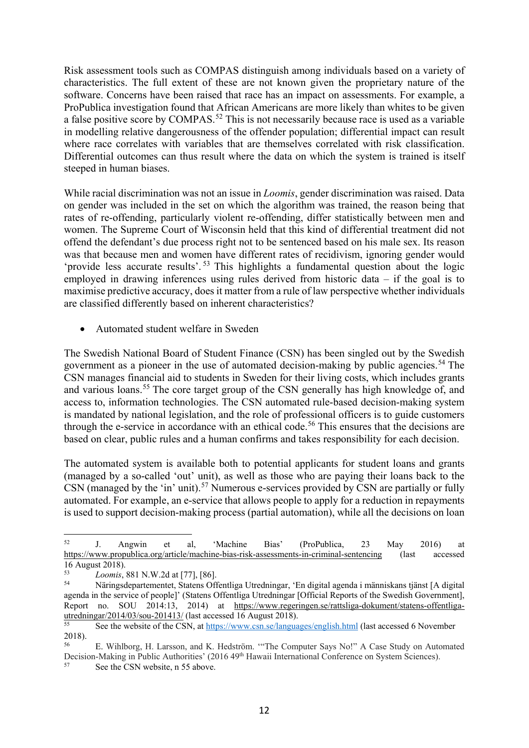Risk assessment tools such as COMPAS distinguish among individuals based on a variety of characteristics. The full extent of these are not known given the proprietary nature of the software. Concerns have been raised that race has an impact on assessments. For example, a ProPublica investigation found that African Americans are more likely than whites to be given a false positive score by COMPAS.[52] This is not necessarily because race is used as a variable in modelling relative dangerousness of the offender population; differential impact can result where race correlates with variables that are themselves correlated with risk classification. Differential outcomes can thus result where the data on which the system is trained is itself steeped in human biases.

While racial discrimination was not an issue in *Loomis*, gender discrimination was raised. Data on gender was included in the set on which the algorithm was trained, the reason being that rates of re-offending, particularly violent re-offending, differ statistically between men and women. The Supreme Court of Wisconsin held that this kind of differential treatment did not offend the defendant's due process right not to be sentenced based on his male sex. Its reason was that because men and women have different rates of recidivism, ignoring gender would 'provide less accurate results'.[53] This highlights a fundamental question about the logic employed in drawing inferences using rules derived from historic data – if the goal is to maximise predictive accuracy, does it matter from a rule of law perspective whether individuals are classified differently based on inherent characteristics?

- Automated student welfare in Sweden

The Swedish National Board of Student Finance (CSN) has been singled out by the Swedish government as a pioneer in the use of automated decision-making by public agencies.[54] The CSN manages financial aid to students in Sweden for their living costs, which includes grants and various loans.[55] The core target group of the CSN generally has high knowledge of, and access to, information technologies. The CSN automated rule-based decision-making system is mandated by national legislation, and the role of professional officers is to guide customers through the e-service in accordance with an ethical code.[56] This ensures that the decisions are based on clear, public rules and a human confirms and takes responsibility for each decision.

The automated system is available both to potential applicants for student loans and grants (managed by a so-called 'out' unit), as well as those who are paying their loans back to the CSN (managed by the 'in' unit).[57] Numerous e-services provided by CSN are partially or fully automated. For example, an e-service that allows people to apply for a reduction in repayments is used to support decision-making process (partial automation), while all the decisions on loan

---

[52] J. Angwin et al, 'Machine Bias' (ProPublica, 23 May 2016) at https://www.propublica.org/article/machine-bias-risk-assessments-in-criminal-sentencing (last accessed 16 August 2018).

[53] *Loomis*, 881 N.W.2d at [77], [86].

[54] Näringsdepartementet, Statens Offentliga Utredningar, 'En digital agenda i människans tjänst [A digital agenda in the service of people]' (Statens Offentliga Utredningar [Official Reports of the Swedish Government], Report no. SOU 2014:13, 2014) at https://www.regeringen.se/rattsliga-dokument/statens-offentliga-utredningar/2014/03/sou-201413/ (last accessed 16 August 2018).

[55] See the website of the CSN, at https://www.csn.se/languages/english.html (last accessed 6 November 2018).

[56] E. Wihlborg, H. Larsson, and K. Hedström. '"The Computer Says No!" A Case Study on Automated Decision-Making in Public Authorities' (2016 49th Hawaii International Conference on System Sciences).

[57] See the CSN website, n 55 above.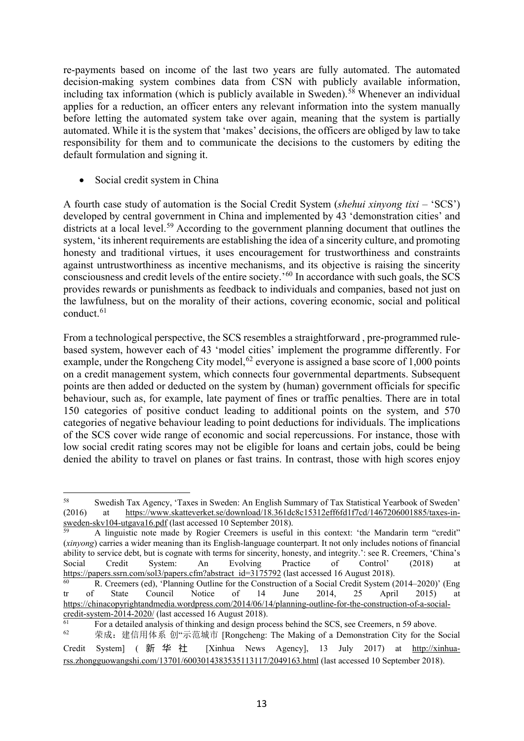re-payments based on income of the last two years are fully automated. The automated decision-making system combines data from CSN with publicly available information, including tax information (which is publicly available in Sweden).[58] Whenever an individual applies for a reduction, an officer enters any relevant information into the system manually before letting the automated system take over again, meaning that the system is partially automated. While it is the system that 'makes' decisions, the officers are obliged by law to take responsibility for them and to communicate the decisions to the customers by editing the default formulation and signing it.

- Social credit system in China

A fourth case study of automation is the Social Credit System (*shehui xinyong tixi* – 'SCS') developed by central government in China and implemented by 43 'demonstration cities' and districts at a local level.[59] According to the government planning document that outlines the system, 'its inherent requirements are establishing the idea of a sincerity culture, and promoting honesty and traditional virtues, it uses encouragement for trustworthiness and constraints against untrustworthiness as incentive mechanisms, and its objective is raising the sincerity consciousness and credit levels of the entire society.'[60] In accordance with such goals, the SCS provides rewards or punishments as feedback to individuals and companies, based not just on the lawfulness, but on the morality of their actions, covering economic, social and political conduct.[61]

From a technological perspective, the SCS resembles a straightforward , pre-programmed rule-based system, however each of 43 'model cities' implement the programme differently. For example, under the Rongcheng City model,[62] everyone is assigned a base score of 1,000 points on a credit management system, which connects four governmental departments. Subsequent points are then added or deducted on the system by (human) government officials for specific behaviour, such as, for example, late payment of fines or traffic penalties. There are in total 150 categories of positive conduct leading to additional points on the system, and 570 categories of negative behaviour leading to point deductions for individuals. The implications of the SCS cover wide range of economic and social repercussions. For instance, those with low social credit rating scores may not be eligible for loans and certain jobs, could be being denied the ability to travel on planes or fast trains. In contrast, those with high scores enjoy

---

[58] Swedish Tax Agency, 'Taxes in Sweden: An English Summary of Tax Statistical Yearbook of Sweden' (2016) at https://www.skatteverket.se/download/18.361dc8c15312eff6fd1f7cd/1467206001885/taxes-in-sweden-skv104-utgava16.pdf (last accessed 10 September 2018).

[59] A linguistic note made by Rogier Creemers is useful in this context: 'the Mandarin term "credit" (*xinyong*) carries a wider meaning than its English-language counterpart. It not only includes notions of financial ability to service debt, but is cognate with terms for sincerity, honesty, and integrity.': see R. Creemers, 'China's Social Credit System: An Evolving Practice of Control' (2018) at https://papers.ssrn.com/sol3/papers.cfm?abstract_id=3175792 (last accessed 16 August 2018).

[60] R. Creemers (ed), 'Planning Outline for the Construction of a Social Credit System (2014–2020)' (Eng tr of State Council Notice of 14 June 2014, 25 April 2015) at https://chinacopyrightandmedia.wordpress.com/2014/06/14/planning-outline-for-the-construction-of-a-social-credit-system-2014-2020/ (last accessed 16 August 2018).

[61] For a detailed analysis of thinking and design process behind the SCS, see Creemers, n 59 above.

[62] 荣成：建信用体系 创"示范城市 [Rongcheng: The Making of a Demonstration City for the Social Credit System] (新华社 [Xinhua News Agency], 13 July 2017) at http://xinhua-rss.zhongguowangshi.com/13701/6003014383535113117/2049163.html (last accessed 10 September 2018).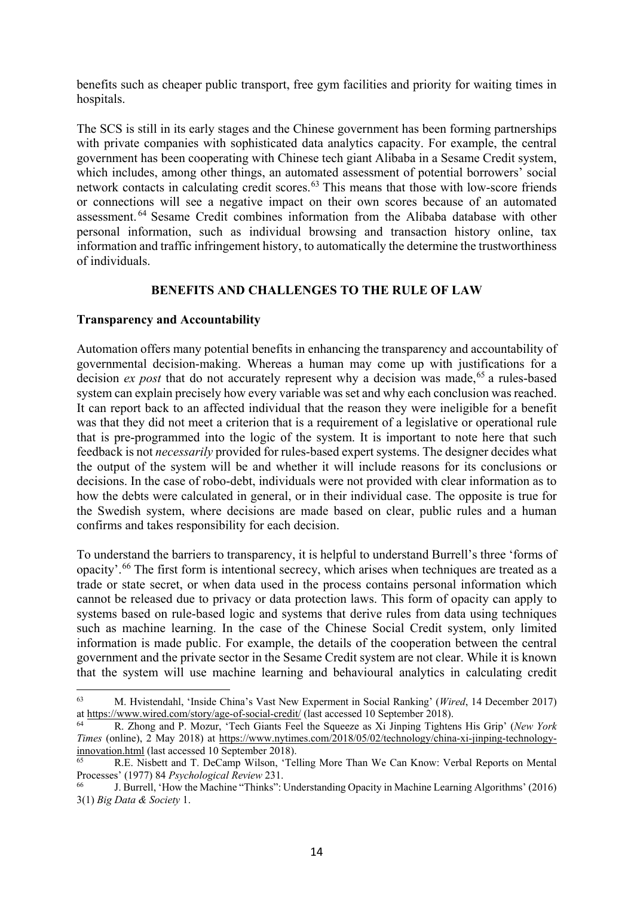benefits such as cheaper public transport, free gym facilities and priority for waiting times in hospitals.

The SCS is still in its early stages and the Chinese government has been forming partnerships with private companies with sophisticated data analytics capacity. For example, the central government has been cooperating with Chinese tech giant Alibaba in a Sesame Credit system, which includes, among other things, an automated assessment of potential borrowers' social network contacts in calculating credit scores.[63] This means that those with low-score friends or connections will see a negative impact on their own scores because of an automated assessment.[64] Sesame Credit combines information from the Alibaba database with other personal information, such as individual browsing and transaction history online, tax information and traffic infringement history, to automatically the determine the trustworthiness of individuals.

## BENEFITS AND CHALLENGES TO THE RULE OF LAW

### Transparency and Accountability

Automation offers many potential benefits in enhancing the transparency and accountability of governmental decision-making. Whereas a human may come up with justifications for a decision *ex post* that do not accurately represent why a decision was made,[65] a rules-based system can explain precisely how every variable was set and why each conclusion was reached. It can report back to an affected individual that the reason they were ineligible for a benefit was that they did not meet a criterion that is a requirement of a legislative or operational rule that is pre-programmed into the logic of the system. It is important to note here that such feedback is not *necessarily* provided for rules-based expert systems. The designer decides what the output of the system will be and whether it will include reasons for its conclusions or decisions. In the case of robo-debt, individuals were not provided with clear information as to how the debts were calculated in general, or in their individual case. The opposite is true for the Swedish system, where decisions are made based on clear, public rules and a human confirms and takes responsibility for each decision.

To understand the barriers to transparency, it is helpful to understand Burrell's three 'forms of opacity'.[66] The first form is intentional secrecy, which arises when techniques are treated as a trade or state secret, or when data used in the process contains personal information which cannot be released due to privacy or data protection laws. This form of opacity can apply to systems based on rule-based logic and systems that derive rules from data using techniques such as machine learning. In the case of the Chinese Social Credit system, only limited information is made public. For example, the details of the cooperation between the central government and the private sector in the Sesame Credit system are not clear. While it is known that the system will use machine learning and behavioural analytics in calculating credit

---

[63] M. Hvistendahl, 'Inside China's Vast New Experment in Social Ranking' (*Wired*, 14 December 2017) at https://www.wired.com/story/age-of-social-credit/ (last accessed 10 September 2018).

[64] R. Zhong and P. Mozur, 'Tech Giants Feel the Squeeze as Xi Jinping Tightens His Grip' (*New York Times* (online), 2 May 2018) at https://www.nytimes.com/2018/05/02/technology/china-xi-jinping-technology-innovation.html (last accessed 10 September 2018).

[65] R.E. Nisbett and T. DeCamp Wilson, 'Telling More Than We Can Know: Verbal Reports on Mental Processes' (1977) 84 *Psychological Review* 231.

[66] J. Burrell, 'How the Machine "Thinks": Understanding Opacity in Machine Learning Algorithms' (2016) 3(1) *Big Data & Society* 1.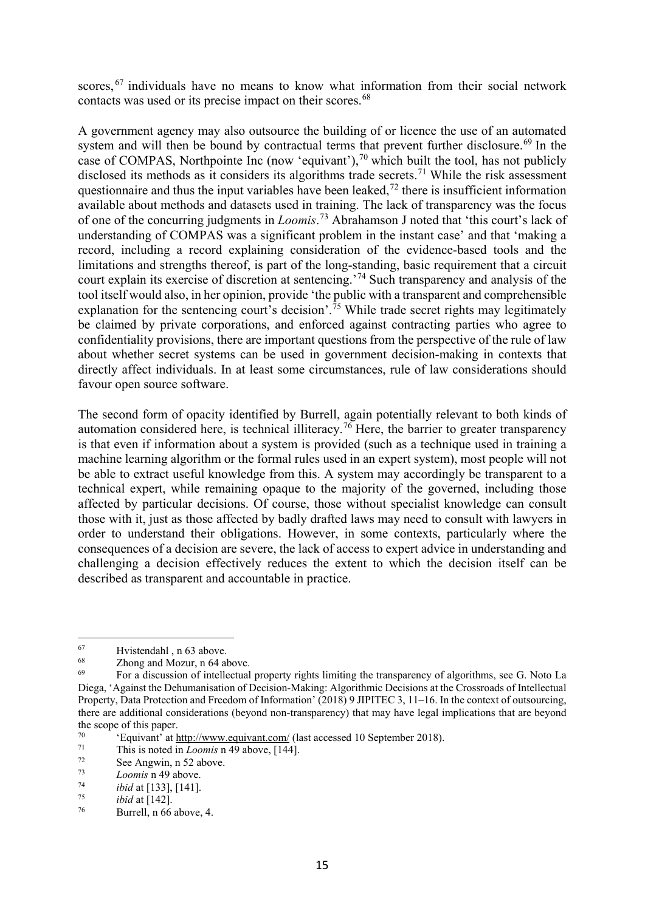scores,[67] individuals have no means to know what information from their social network contacts was used or its precise impact on their scores.[68]

A government agency may also outsource the building of or licence the use of an automated system and will then be bound by contractual terms that prevent further disclosure.[69] In the case of COMPAS, Northpointe Inc (now 'equivant'),[70] which built the tool, has not publicly disclosed its methods as it considers its algorithms trade secrets.[71] While the risk assessment questionnaire and thus the input variables have been leaked,[72] there is insufficient information available about methods and datasets used in training. The lack of transparency was the focus of one of the concurring judgments in *Loomis*.[73] Abrahamson J noted that 'this court's lack of understanding of COMPAS was a significant problem in the instant case' and that 'making a record, including a record explaining consideration of the evidence-based tools and the limitations and strengths thereof, is part of the long-standing, basic requirement that a circuit court explain its exercise of discretion at sentencing.'[74] Such transparency and analysis of the tool itself would also, in her opinion, provide 'the public with a transparent and comprehensible explanation for the sentencing court's decision'.[75] While trade secret rights may legitimately be claimed by private corporations, and enforced against contracting parties who agree to confidentiality provisions, there are important questions from the perspective of the rule of law about whether secret systems can be used in government decision-making in contexts that directly affect individuals. In at least some circumstances, rule of law considerations should favour open source software.

The second form of opacity identified by Burrell, again potentially relevant to both kinds of automation considered here, is technical illiteracy.[76] Here, the barrier to greater transparency is that even if information about a system is provided (such as a technique used in training a machine learning algorithm or the formal rules used in an expert system), most people will not be able to extract useful knowledge from this. A system may accordingly be transparent to a technical expert, while remaining opaque to the majority of the governed, including those affected by particular decisions. Of course, those without specialist knowledge can consult those with it, just as those affected by badly drafted laws may need to consult with lawyers in order to understand their obligations. However, in some contexts, particularly where the consequences of a decision are severe, the lack of access to expert advice in understanding and challenging a decision effectively reduces the extent to which the decision itself can be described as transparent and accountable in practice.

---

[67] Hvistendahl , n 63 above.

[68] Zhong and Mozur, n 64 above.

[69] For a discussion of intellectual property rights limiting the transparency of algorithms, see G. Noto La Diega, 'Against the Dehumanisation of Decision-Making: Algorithmic Decisions at the Crossroads of Intellectual Property, Data Protection and Freedom of Information' (2018) 9 JIPITEC 3, 11–16. In the context of outsourcing, there are additional considerations (beyond non-transparency) that may have legal implications that are beyond the scope of this paper.

[70] 'Equivant' at http://www.equivant.com/ (last accessed 10 September 2018).

[71] This is noted in *Loomis* n 49 above, [144].

[72] See Angwin, n 52 above.

[73] *Loomis* n 49 above.

[74] *ibid* at [133], [141].

[75] *ibid* at [142].

[76] Burrell, n 66 above, 4.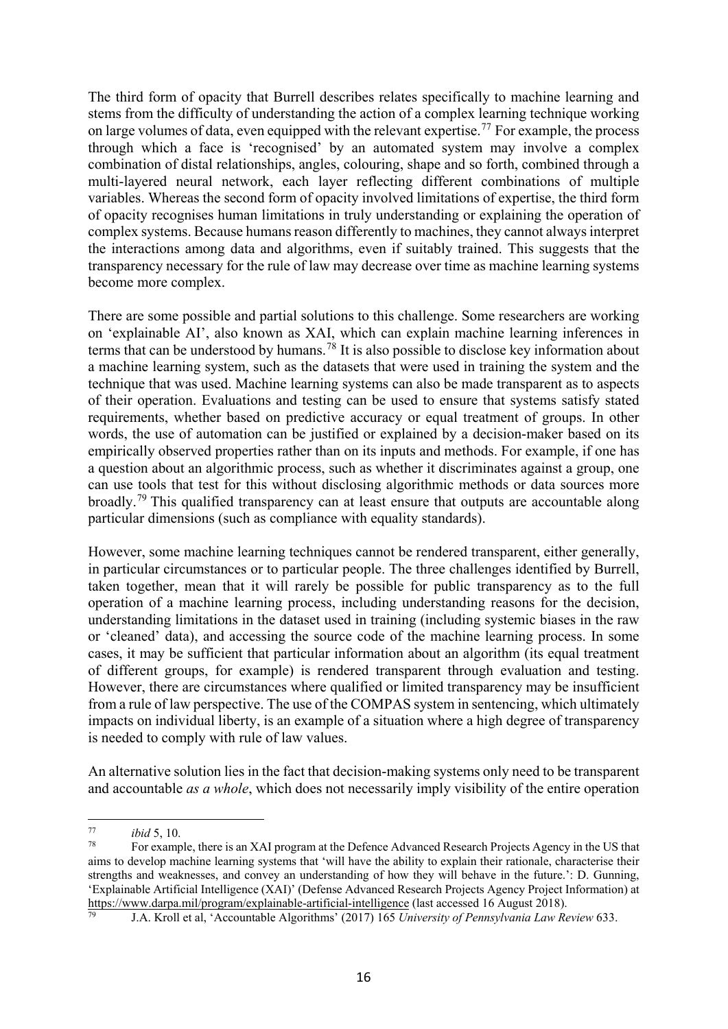The third form of opacity that Burrell describes relates specifically to machine learning and stems from the difficulty of understanding the action of a complex learning technique working on large volumes of data, even equipped with the relevant expertise.[77] For example, the process through which a face is 'recognised' by an automated system may involve a complex combination of distal relationships, angles, colouring, shape and so forth, combined through a multi-layered neural network, each layer reflecting different combinations of multiple variables. Whereas the second form of opacity involved limitations of expertise, the third form of opacity recognises human limitations in truly understanding or explaining the operation of complex systems. Because humans reason differently to machines, they cannot always interpret the interactions among data and algorithms, even if suitably trained. This suggests that the transparency necessary for the rule of law may decrease over time as machine learning systems become more complex.

There are some possible and partial solutions to this challenge. Some researchers are working on 'explainable AI', also known as XAI, which can explain machine learning inferences in terms that can be understood by humans.[78] It is also possible to disclose key information about a machine learning system, such as the datasets that were used in training the system and the technique that was used. Machine learning systems can also be made transparent as to aspects of their operation. Evaluations and testing can be used to ensure that systems satisfy stated requirements, whether based on predictive accuracy or equal treatment of groups. In other words, the use of automation can be justified or explained by a decision-maker based on its empirically observed properties rather than on its inputs and methods. For example, if one has a question about an algorithmic process, such as whether it discriminates against a group, one can use tools that test for this without disclosing algorithmic methods or data sources more broadly.[79] This qualified transparency can at least ensure that outputs are accountable along particular dimensions (such as compliance with equality standards).

However, some machine learning techniques cannot be rendered transparent, either generally, in particular circumstances or to particular people. The three challenges identified by Burrell, taken together, mean that it will rarely be possible for public transparency as to the full operation of a machine learning process, including understanding reasons for the decision, understanding limitations in the dataset used in training (including systemic biases in the raw or 'cleaned' data), and accessing the source code of the machine learning process. In some cases, it may be sufficient that particular information about an algorithm (its equal treatment of different groups, for example) is rendered transparent through evaluation and testing. However, there are circumstances where qualified or limited transparency may be insufficient from a rule of law perspective. The use of the COMPAS system in sentencing, which ultimately impacts on individual liberty, is an example of a situation where a high degree of transparency is needed to comply with rule of law values.

An alternative solution lies in the fact that decision-making systems only need to be transparent and accountable *as a whole*, which does not necessarily imply visibility of the entire operation

---

[77] *ibid* 5, 10.

[78] For example, there is an XAI program at the Defence Advanced Research Projects Agency in the US that aims to develop machine learning systems that 'will have the ability to explain their rationale, characterise their strengths and weaknesses, and convey an understanding of how they will behave in the future.': D. Gunning, 'Explainable Artificial Intelligence (XAI)' (Defense Advanced Research Projects Agency Project Information) at https://www.darpa.mil/program/explainable-artificial-intelligence (last accessed 16 August 2018).

[79] J.A. Kroll et al, 'Accountable Algorithms' (2017) 165 *University of Pennsylvania Law Review* 633.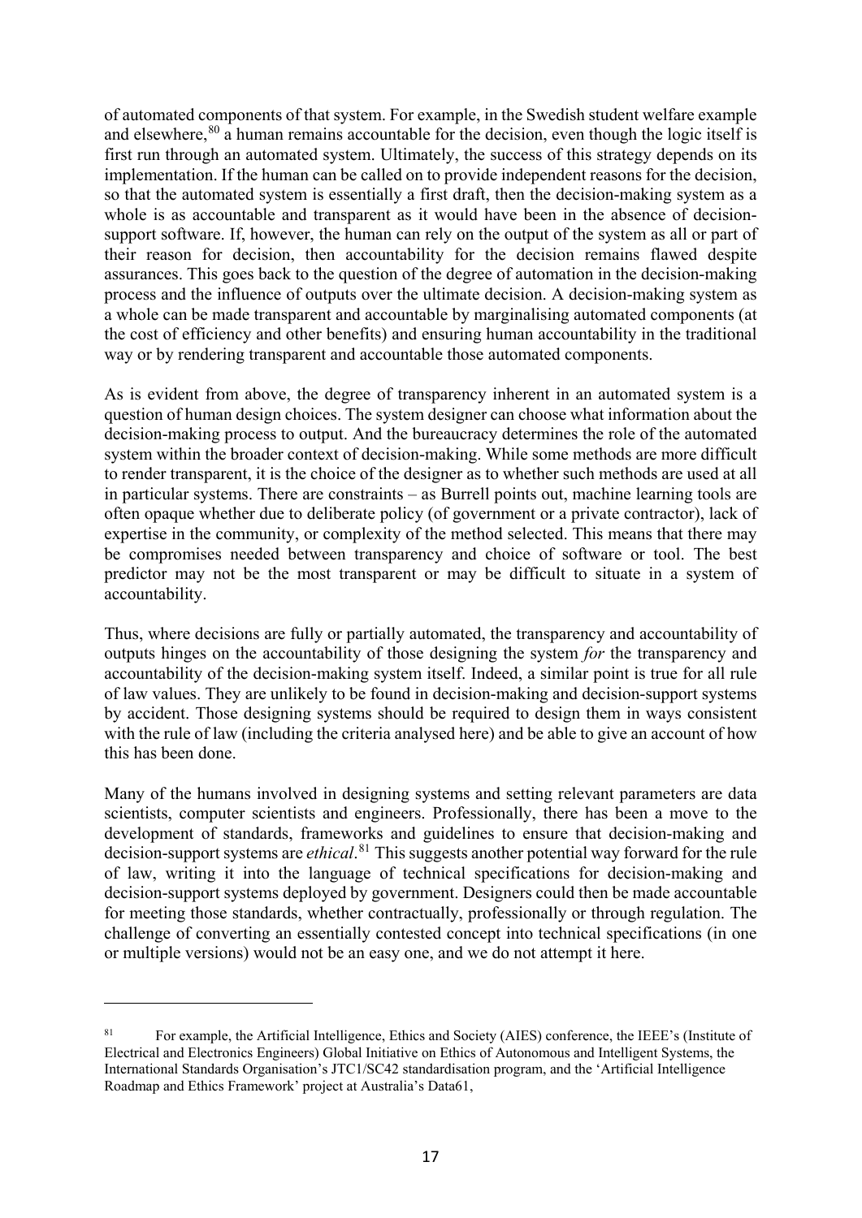of automated components of that system. For example, in the Swedish student welfare example and elsewhere,[80] a human remains accountable for the decision, even though the logic itself is first run through an automated system. Ultimately, the success of this strategy depends on its implementation. If the human can be called on to provide independent reasons for the decision, so that the automated system is essentially a first draft, then the decision-making system as a whole is as accountable and transparent as it would have been in the absence of decision-support software. If, however, the human can rely on the output of the system as all or part of their reason for decision, then accountability for the decision remains flawed despite assurances. This goes back to the question of the degree of automation in the decision-making process and the influence of outputs over the ultimate decision. A decision-making system as a whole can be made transparent and accountable by marginalising automated components (at the cost of efficiency and other benefits) and ensuring human accountability in the traditional way or by rendering transparent and accountable those automated components.

As is evident from above, the degree of transparency inherent in an automated system is a question of human design choices. The system designer can choose what information about the decision-making process to output. And the bureaucracy determines the role of the automated system within the broader context of decision-making. While some methods are more difficult to render transparent, it is the choice of the designer as to whether such methods are used at all in particular systems. There are constraints – as Burrell points out, machine learning tools are often opaque whether due to deliberate policy (of government or a private contractor), lack of expertise in the community, or complexity of the method selected. This means that there may be compromises needed between transparency and choice of software or tool. The best predictor may not be the most transparent or may be difficult to situate in a system of accountability.

Thus, where decisions are fully or partially automated, the transparency and accountability of outputs hinges on the accountability of those designing the system *for* the transparency and accountability of the decision-making system itself. Indeed, a similar point is true for all rule of law values. They are unlikely to be found in decision-making and decision-support systems by accident. Those designing systems should be required to design them in ways consistent with the rule of law (including the criteria analysed here) and be able to give an account of how this has been done.

Many of the humans involved in designing systems and setting relevant parameters are data scientists, computer scientists and engineers. Professionally, there has been a move to the development of standards, frameworks and guidelines to ensure that decision-making and decision-support systems are *ethical*.[81] This suggests another potential way forward for the rule of law, writing it into the language of technical specifications for decision-making and decision-support systems deployed by government. Designers could then be made accountable for meeting those standards, whether contractually, professionally or through regulation. The challenge of converting an essentially contested concept into technical specifications (in one or multiple versions) would not be an easy one, and we do not attempt it here.

---

[81] For example, the Artificial Intelligence, Ethics and Society (AIES) conference, the IEEE's (Institute of Electrical and Electronics Engineers) Global Initiative on Ethics of Autonomous and Intelligent Systems, the International Standards Organisation's JTC1/SC42 standardisation program, and the 'Artificial Intelligence Roadmap and Ethics Framework' project at Australia's Data61,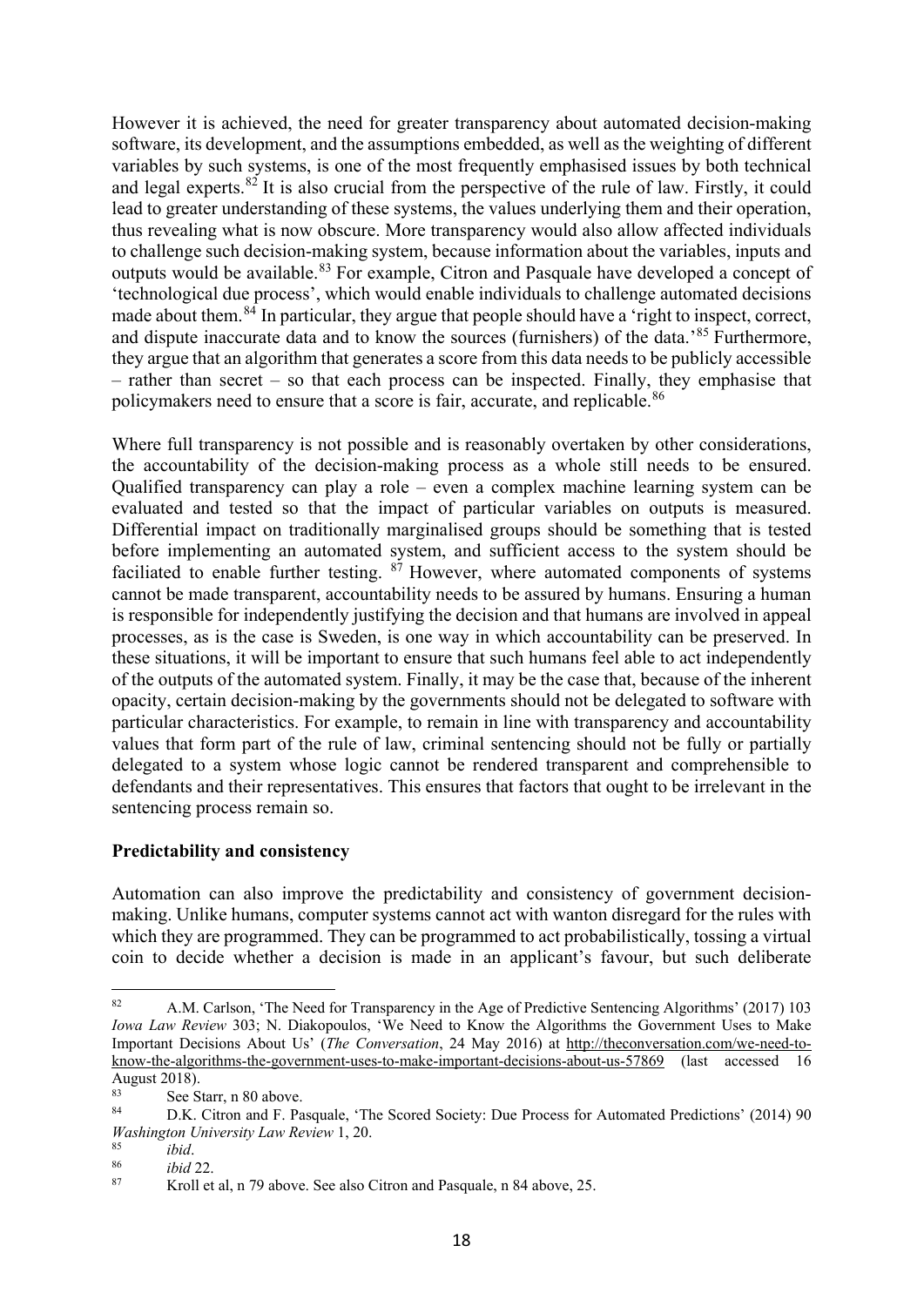However it is achieved, the need for greater transparency about automated decision-making software, its development, and the assumptions embedded, as well as the weighting of different variables by such systems, is one of the most frequently emphasised issues by both technical and legal experts.[82] It is also crucial from the perspective of the rule of law. Firstly, it could lead to greater understanding of these systems, the values underlying them and their operation, thus revealing what is now obscure. More transparency would also allow affected individuals to challenge such decision-making system, because information about the variables, inputs and outputs would be available.[83] For example, Citron and Pasquale have developed a concept of 'technological due process', which would enable individuals to challenge automated decisions made about them.[84] In particular, they argue that people should have a 'right to inspect, correct, and dispute inaccurate data and to know the sources (furnishers) of the data.'[85] Furthermore, they argue that an algorithm that generates a score from this data needs to be publicly accessible – rather than secret – so that each process can be inspected. Finally, they emphasise that policymakers need to ensure that a score is fair, accurate, and replicable.[86]

Where full transparency is not possible and is reasonably overtaken by other considerations, the accountability of the decision-making process as a whole still needs to be ensured. Qualified transparency can play a role – even a complex machine learning system can be evaluated and tested so that the impact of particular variables on outputs is measured. Differential impact on traditionally marginalised groups should be something that is tested before implementing an automated system, and sufficient access to the system should be faciliated to enable further testing. [87] However, where automated components of systems cannot be made transparent, accountability needs to be assured by humans. Ensuring a human is responsible for independently justifying the decision and that humans are involved in appeal processes, as is the case is Sweden, is one way in which accountability can be preserved. In these situations, it will be important to ensure that such humans feel able to act independently of the outputs of the automated system. Finally, it may be the case that, because of the inherent opacity, certain decision-making by the governments should not be delegated to software with particular characteristics. For example, to remain in line with transparency and accountability values that form part of the rule of law, criminal sentencing should not be fully or partially delegated to a system whose logic cannot be rendered transparent and comprehensible to defendants and their representatives. This ensures that factors that ought to be irrelevant in the sentencing process remain so.

**Predictability and consistency**

Automation can also improve the predictability and consistency of government decision-making. Unlike humans, computer systems cannot act with wanton disregard for the rules with which they are programmed. They can be programmed to act probabilistically, tossing a virtual coin to decide whether a decision is made in an applicant's favour, but such deliberate

---

[82] A.M. Carlson, 'The Need for Transparency in the Age of Predictive Sentencing Algorithms' (2017) 103 *Iowa Law Review* 303; N. Diakopoulos, 'We Need to Know the Algorithms the Government Uses to Make Important Decisions About Us' (*The Conversation*, 24 May 2016) at http://theconversation.com/we-need-to-know-the-algorithms-the-government-uses-to-make-important-decisions-about-us-57869 (last accessed 16 August 2018).

[83] See Starr, n 80 above.

[84] D.K. Citron and F. Pasquale, 'The Scored Society: Due Process for Automated Predictions' (2014) 90 *Washington University Law Review* 1, 20.

[85] *ibid*.

[86] *ibid* 22.

[87] Kroll et al, n 79 above. See also Citron and Pasquale, n 84 above, 25.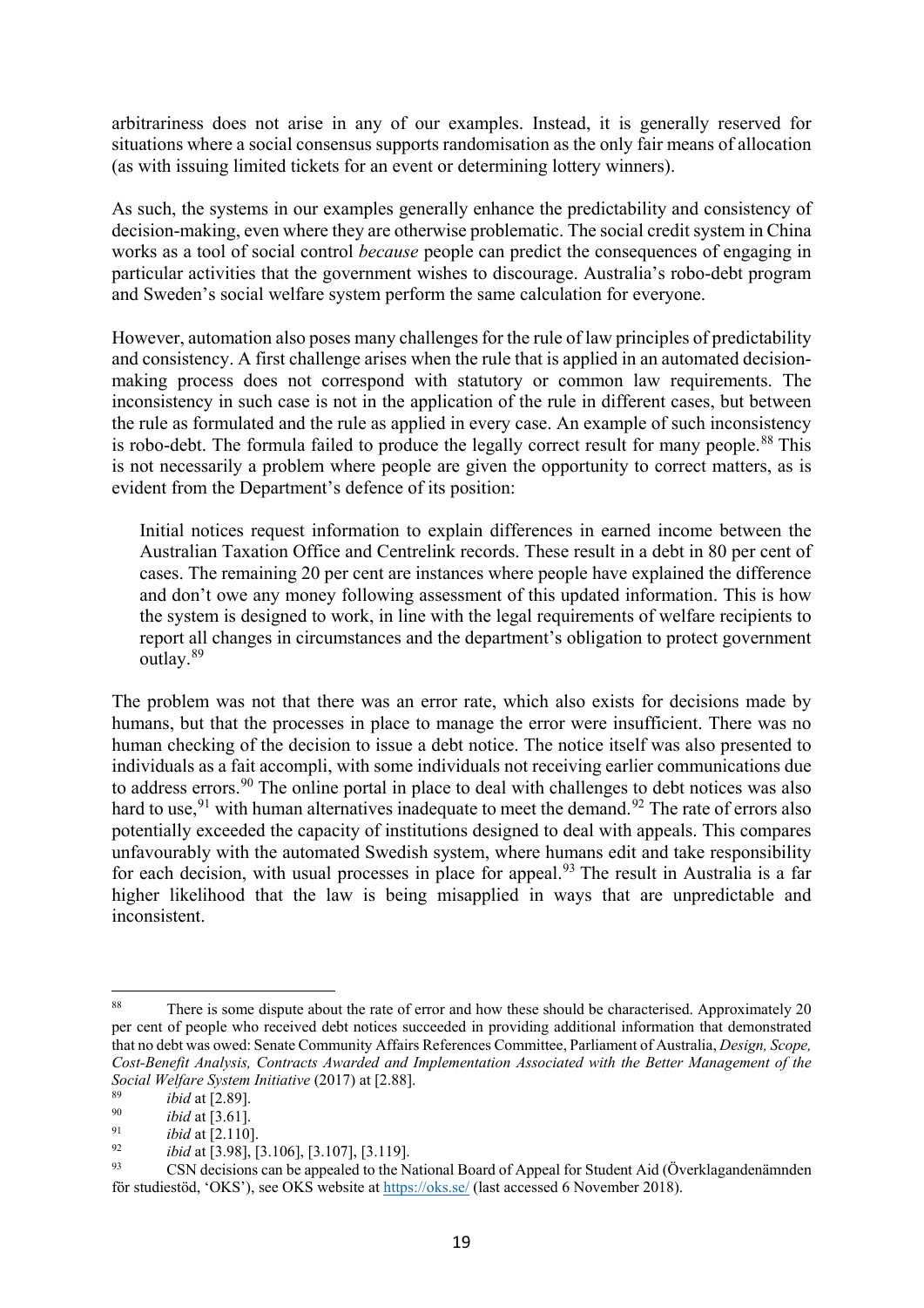arbitrariness does not arise in any of our examples. Instead, it is generally reserved for situations where a social consensus supports randomisation as the only fair means of allocation (as with issuing limited tickets for an event or determining lottery winners).

As such, the systems in our examples generally enhance the predictability and consistency of decision-making, even where they are otherwise problematic. The social credit system in China works as a tool of social control *because* people can predict the consequences of engaging in particular activities that the government wishes to discourage. Australia's robo-debt program and Sweden's social welfare system perform the same calculation for everyone.

However, automation also poses many challenges for the rule of law principles of predictability and consistency. A first challenge arises when the rule that is applied in an automated decision-making process does not correspond with statutory or common law requirements. The inconsistency in such case is not in the application of the rule in different cases, but between the rule as formulated and the rule as applied in every case. An example of such inconsistency is robo-debt. The formula failed to produce the legally correct result for many people.[88] This is not necessarily a problem where people are given the opportunity to correct matters, as is evident from the Department's defence of its position:

> Initial notices request information to explain differences in earned income between the Australian Taxation Office and Centrelink records. These result in a debt in 80 per cent of cases. The remaining 20 per cent are instances where people have explained the difference and don't owe any money following assessment of this updated information. This is how the system is designed to work, in line with the legal requirements of welfare recipients to report all changes in circumstances and the department's obligation to protect government outlay.[89]

The problem was not that there was an error rate, which also exists for decisions made by humans, but that the processes in place to manage the error were insufficient. There was no human checking of the decision to issue a debt notice. The notice itself was also presented to individuals as a fait accompli, with some individuals not receiving earlier communications due to address errors.[90] The online portal in place to deal with challenges to debt notices was also hard to use,[91] with human alternatives inadequate to meet the demand.[92] The rate of errors also potentially exceeded the capacity of institutions designed to deal with appeals. This compares unfavourably with the automated Swedish system, where humans edit and take responsibility for each decision, with usual processes in place for appeal.[93] The result in Australia is a far higher likelihood that the law is being misapplied in ways that are unpredictable and inconsistent.

---

[88] There is some dispute about the rate of error and how these should be characterised. Approximately 20 per cent of people who received debt notices succeeded in providing additional information that demonstrated that no debt was owed: Senate Community Affairs References Committee, Parliament of Australia, *Design, Scope, Cost-Benefit Analysis, Contracts Awarded and Implementation Associated with the Better Management of the Social Welfare System Initiative* (2017) at [2.88].

[89] *ibid* at [2.89].

[90] *ibid* at [3.61].

[91] *ibid* at [2.110].

[92] *ibid* at [3.98], [3.106], [3.107], [3.119].

[93] CSN decisions can be appealed to the National Board of Appeal for Student Aid (Överklagandenämnden för studiestöd, 'OKS'), see OKS website at https://oks.se/ (last accessed 6 November 2018).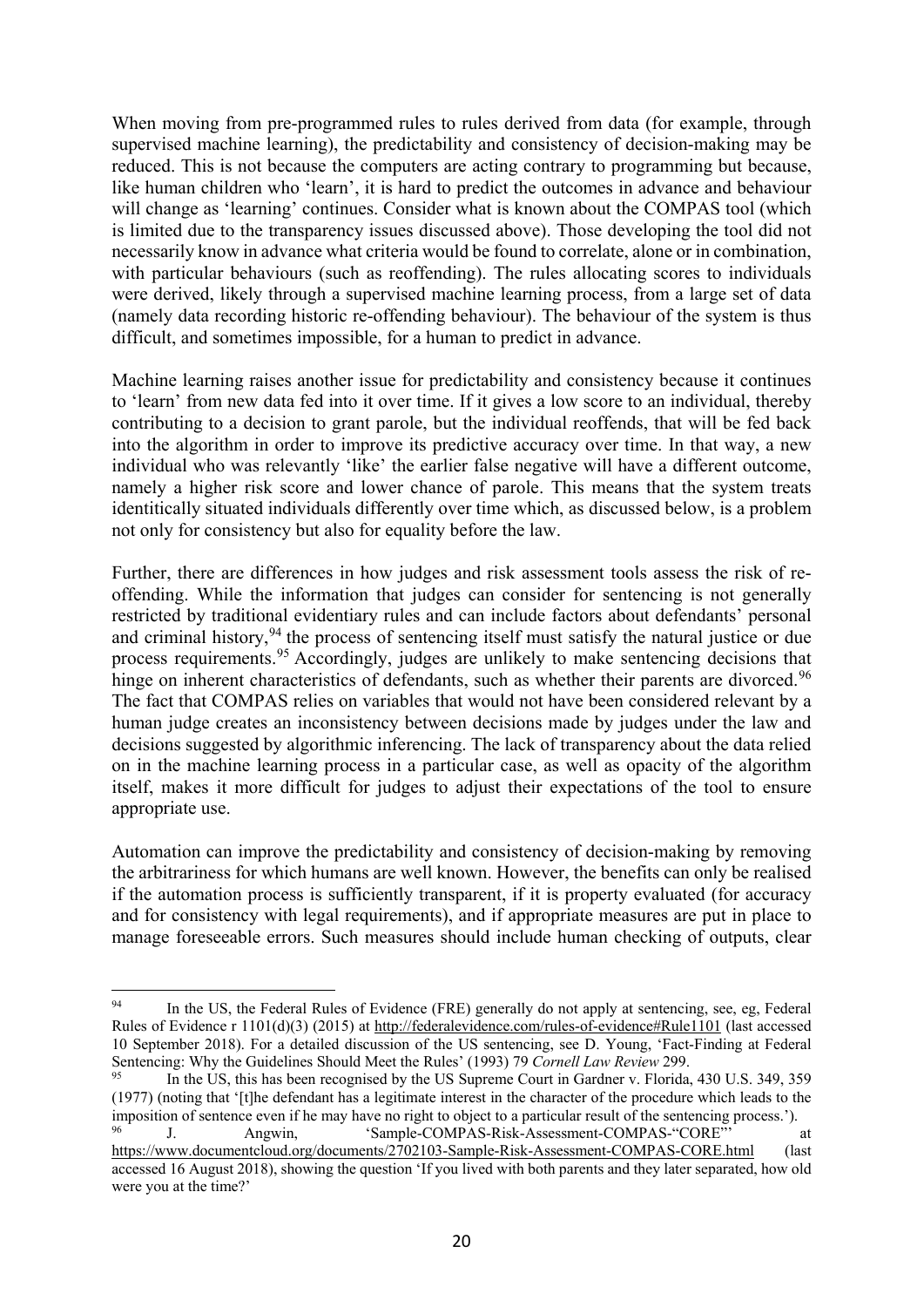When moving from pre-programmed rules to rules derived from data (for example, through supervised machine learning), the predictability and consistency of decision-making may be reduced. This is not because the computers are acting contrary to programming but because, like human children who 'learn', it is hard to predict the outcomes in advance and behaviour will change as 'learning' continues. Consider what is known about the COMPAS tool (which is limited due to the transparency issues discussed above). Those developing the tool did not necessarily know in advance what criteria would be found to correlate, alone or in combination, with particular behaviours (such as reoffending). The rules allocating scores to individuals were derived, likely through a supervised machine learning process, from a large set of data (namely data recording historic re-offending behaviour). The behaviour of the system is thus difficult, and sometimes impossible, for a human to predict in advance.

Machine learning raises another issue for predictability and consistency because it continues to 'learn' from new data fed into it over time. If it gives a low score to an individual, thereby contributing to a decision to grant parole, but the individual reoffends, that will be fed back into the algorithm in order to improve its predictive accuracy over time. In that way, a new individual who was relevantly 'like' the earlier false negative will have a different outcome, namely a higher risk score and lower chance of parole. This means that the system treats identically situated individuals differently over time which, as discussed below, is a problem not only for consistency but also for equality before the law.

Further, there are differences in how judges and risk assessment tools assess the risk of re-offending. While the information that judges can consider for sentencing is not generally restricted by traditional evidentiary rules and can include factors about defendants' personal and criminal history,[94] the process of sentencing itself must satisfy the natural justice or due process requirements.[95] Accordingly, judges are unlikely to make sentencing decisions that hinge on inherent characteristics of defendants, such as whether their parents are divorced.[96] The fact that COMPAS relies on variables that would not have been considered relevant by a human judge creates an inconsistency between decisions made by judges under the law and decisions suggested by algorithmic inferencing. The lack of transparency about the data relied on in the machine learning process in a particular case, as well as opacity of the algorithm itself, makes it more difficult for judges to adjust their expectations of the tool to ensure appropriate use.

Automation can improve the predictability and consistency of decision-making by removing the arbitrariness for which humans are well known. However, the benefits can only be realised if the automation process is sufficiently transparent, if it is property evaluated (for accuracy and for consistency with legal requirements), and if appropriate measures are put in place to manage foreseeable errors. Such measures should include human checking of outputs, clear

---

[94] In the US, the Federal Rules of Evidence (FRE) generally do not apply at sentencing, see, eg, Federal Rules of Evidence r 1101(d)(3) (2015) at http://federalevidence.com/rules-of-evidence#Rule1101 (last accessed 10 September 2018). For a detailed discussion of the US sentencing, see D. Young, 'Fact-Finding at Federal Sentencing: Why the Guidelines Should Meet the Rules' (1993) 79 *Cornell Law Review* 299.

[95] In the US, this has been recognised by the US Supreme Court in Gardner v. Florida, 430 U.S. 349, 359 (1977) (noting that '[t]he defendant has a legitimate interest in the character of the procedure which leads to the imposition of sentence even if he may have no right to object to a particular result of the sentencing process.').

[96] J. Angwin, 'Sample-COMPAS-Risk-Assessment-COMPAS-"CORE"' at https://www.documentcloud.org/documents/2702103-Sample-Risk-Assessment-COMPAS-CORE.html (last accessed 16 August 2018), showing the question 'If you lived with both parents and they later separated, how old were you at the time?'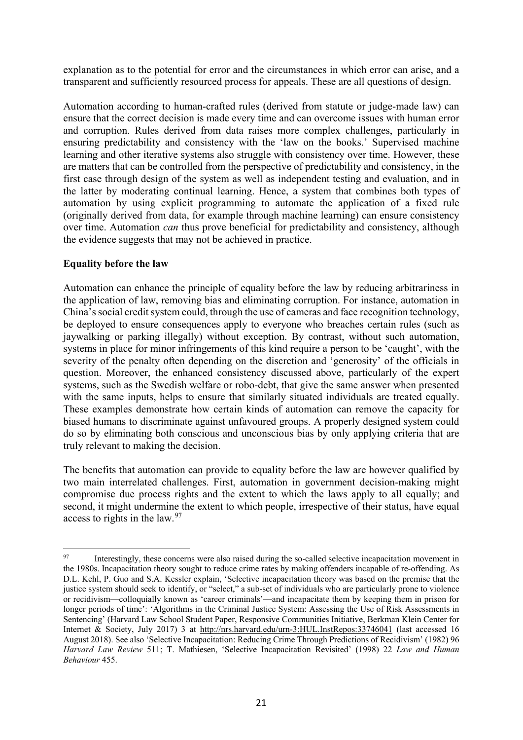explanation as to the potential for error and the circumstances in which error can arise, and a transparent and sufficiently resourced process for appeals. These are all questions of design.

Automation according to human-crafted rules (derived from statute or judge-made law) can ensure that the correct decision is made every time and can overcome issues with human error and corruption. Rules derived from data raises more complex challenges, particularly in ensuring predictability and consistency with the 'law on the books.' Supervised machine learning and other iterative systems also struggle with consistency over time. However, these are matters that can be controlled from the perspective of predictability and consistency, in the first case through design of the system as well as independent testing and evaluation, and in the latter by moderating continual learning. Hence, a system that combines both types of automation by using explicit programming to automate the application of a fixed rule (originally derived from data, for example through machine learning) can ensure consistency over time. Automation *can* thus prove beneficial for predictability and consistency, although the evidence suggests that may not be achieved in practice.

**Equality before the law**

Automation can enhance the principle of equality before the law by reducing arbitrariness in the application of law, removing bias and eliminating corruption. For instance, automation in China's social credit system could, through the use of cameras and face recognition technology, be deployed to ensure consequences apply to everyone who breaches certain rules (such as jaywalking or parking illegally) without exception. By contrast, without such automation, systems in place for minor infringements of this kind require a person to be 'caught', with the severity of the penalty often depending on the discretion and 'generosity' of the officials in question. Moreover, the enhanced consistency discussed above, particularly of the expert systems, such as the Swedish welfare or robo-debt, that give the same answer when presented with the same inputs, helps to ensure that similarly situated individuals are treated equally. These examples demonstrate how certain kinds of automation can remove the capacity for biased humans to discriminate against unfavoured groups. A properly designed system could do so by eliminating both conscious and unconscious bias by only applying criteria that are truly relevant to making the decision.

The benefits that automation can provide to equality before the law are however qualified by two main interrelated challenges. First, automation in government decision-making might compromise due process rights and the extent to which the laws apply to all equally; and second, it might undermine the extent to which people, irrespective of their status, have equal access to rights in the law.[97]

[97] Interestingly, these concerns were also raised during the so-called selective incapacitation movement in the 1980s. Incapacitation theory sought to reduce crime rates by making offenders incapable of re-offending. As D.L. Kehl, P. Guo and S.A. Kessler explain, 'Selective incapacitation theory was based on the premise that the justice system should seek to identify, or "select," a sub-set of individuals who are particularly prone to violence or recidivism—colloquially known as 'career criminals'—and incapacitate them by keeping them in prison for longer periods of time': 'Algorithms in the Criminal Justice System: Assessing the Use of Risk Assessments in Sentencing' (Harvard Law School Student Paper, Responsive Communities Initiative, Berkman Klein Center for Internet & Society, July 2017) 3 at http://nrs.harvard.edu/urn-3:HUL.InstRepos:33746041 (last accessed 16 August 2018). See also 'Selective Incapacitation: Reducing Crime Through Predictions of Recidivism' (1982) 96 *Harvard Law Review* 511; T. Mathiesen, 'Selective Incapacitation Revisited' (1998) 22 *Law and Human Behaviour* 455.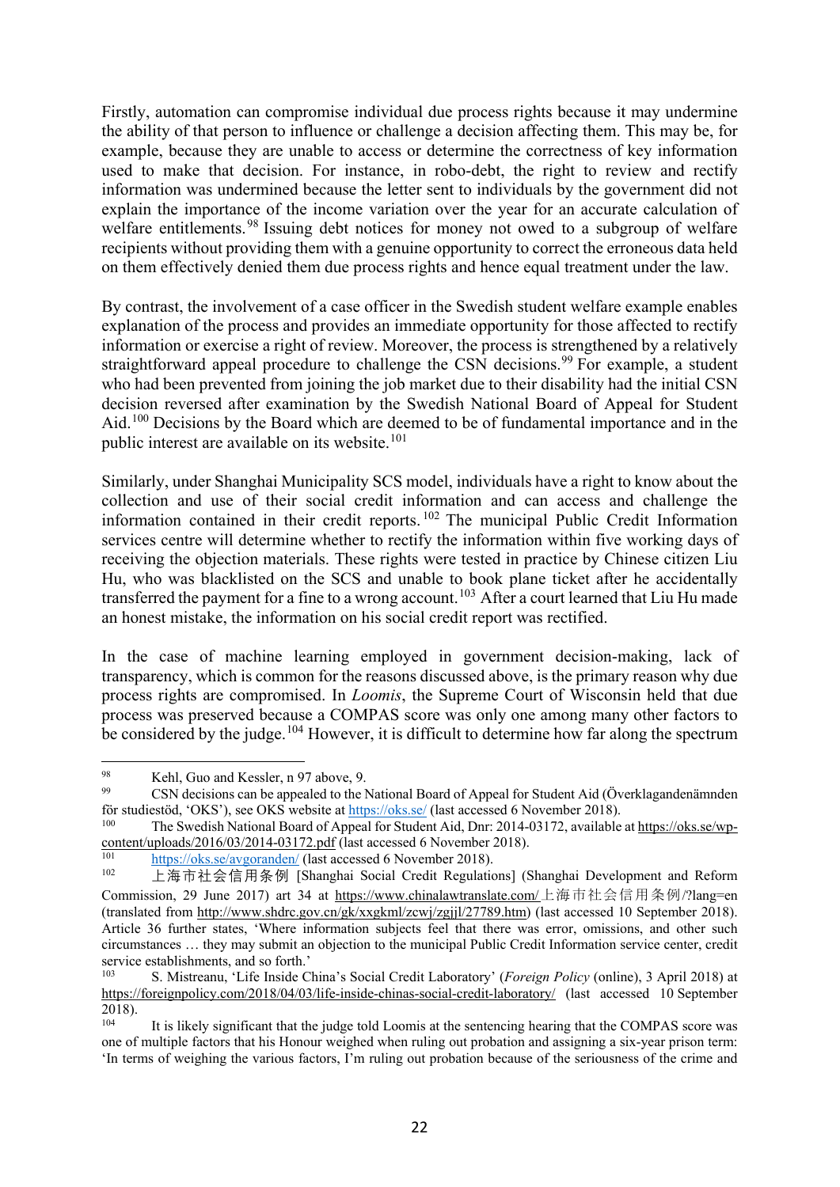Firstly, automation can compromise individual due process rights because it may undermine the ability of that person to influence or challenge a decision affecting them. This may be, for example, because they are unable to access or determine the correctness of key information used to make that decision. For instance, in robo-debt, the right to review and rectify information was undermined because the letter sent to individuals by the government did not explain the importance of the income variation over the year for an accurate calculation of welfare entitlements.[98] Issuing debt notices for money not owed to a subgroup of welfare recipients without providing them with a genuine opportunity to correct the erroneous data held on them effectively denied them due process rights and hence equal treatment under the law.

By contrast, the involvement of a case officer in the Swedish student welfare example enables explanation of the process and provides an immediate opportunity for those affected to rectify information or exercise a right of review. Moreover, the process is strengthened by a relatively straightforward appeal procedure to challenge the CSN decisions.[99] For example, a student who had been prevented from joining the job market due to their disability had the initial CSN decision reversed after examination by the Swedish National Board of Appeal for Student Aid.[100] Decisions by the Board which are deemed to be of fundamental importance and in the public interest are available on its website.[101]

Similarly, under Shanghai Municipality SCS model, individuals have a right to know about the collection and use of their social credit information and can access and challenge the information contained in their credit reports.[102] The municipal Public Credit Information services centre will determine whether to rectify the information within five working days of receiving the objection materials. These rights were tested in practice by Chinese citizen Liu Hu, who was blacklisted on the SCS and unable to book plane ticket after he accidentally transferred the payment for a fine to a wrong account.[103] After a court learned that Liu Hu made an honest mistake, the information on his social credit report was rectified.

In the case of machine learning employed in government decision-making, lack of transparency, which is common for the reasons discussed above, is the primary reason why due process rights are compromised. In *Loomis*, the Supreme Court of Wisconsin held that due process was preserved because a COMPAS score was only one among many other factors to be considered by the judge.[104] However, it is difficult to determine how far along the spectrum

---

[98] Kehl, Guo and Kessler, n 97 above, 9.

[99] CSN decisions can be appealed to the National Board of Appeal for Student Aid (Överklagandenämnden för studiestöd, 'OKS'), see OKS website at https://oks.se/ (last accessed 6 November 2018).

[100] The Swedish National Board of Appeal for Student Aid, Dnr: 2014-03172, available at https://oks.se/wp-content/uploads/2016/03/2014-03172.pdf (last accessed 6 November 2018).

[101] https://oks.se/avgoranden/ (last accessed 6 November 2018).

[102] 上海市社会信用条例 [Shanghai Social Credit Regulations] (Shanghai Development and Reform Commission, 29 June 2017) art 34 at https://www.chinalawtranslate.com/上海市社会信用条例/?lang=en (translated from http://www.shdrc.gov.cn/gk/xxgkml/zcwj/zgjjl/27789.htm) (last accessed 10 September 2018). Article 36 further states, 'Where information subjects feel that there was error, omissions, and other such circumstances … they may submit an objection to the municipal Public Credit Information service center, credit service establishments, and so forth.'

[103] S. Mistreanu, 'Life Inside China's Social Credit Laboratory' (*Foreign Policy* (online), 3 April 2018) at https://foreignpolicy.com/2018/04/03/life-inside-chinas-social-credit-laboratory/ (last accessed 10 September 2018).

[104] It is likely significant that the judge told Loomis at the sentencing hearing that the COMPAS score was one of multiple factors that his Honour weighed when ruling out probation and assigning a six-year prison term: 'In terms of weighing the various factors, I'm ruling out probation because of the seriousness of the crime and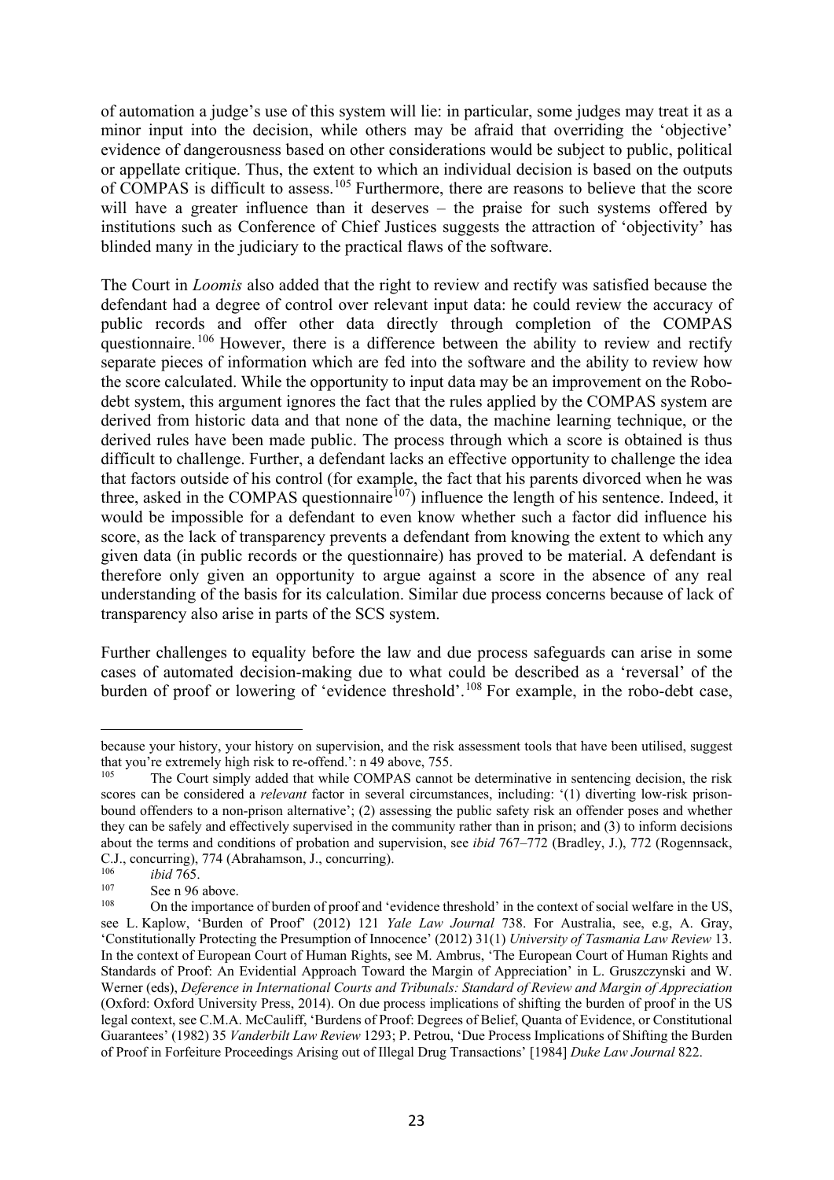of automation a judge's use of this system will lie: in particular, some judges may treat it as a minor input into the decision, while others may be afraid that overriding the 'objective' evidence of dangerousness based on other considerations would be subject to public, political or appellate critique. Thus, the extent to which an individual decision is based on the outputs of COMPAS is difficult to assess.[105] Furthermore, there are reasons to believe that the score will have a greater influence than it deserves – the praise for such systems offered by institutions such as Conference of Chief Justices suggests the attraction of 'objectivity' has blinded many in the judiciary to the practical flaws of the software.

The Court in *Loomis* also added that the right to review and rectify was satisfied because the defendant had a degree of control over relevant input data: he could review the accuracy of public records and offer other data directly through completion of the COMPAS questionnaire.[106] However, there is a difference between the ability to review and rectify separate pieces of information which are fed into the software and the ability to review how the score calculated. While the opportunity to input data may be an improvement on the Robo-debt system, this argument ignores the fact that the rules applied by the COMPAS system are derived from historic data and that none of the data, the machine learning technique, or the derived rules have been made public. The process through which a score is obtained is thus difficult to challenge. Further, a defendant lacks an effective opportunity to challenge the idea that factors outside of his control (for example, the fact that his parents divorced when he was three, asked in the COMPAS questionnaire[107]) influence the length of his sentence. Indeed, it would be impossible for a defendant to even know whether such a factor did influence his score, as the lack of transparency prevents a defendant from knowing the extent to which any given data (in public records or the questionnaire) has proved to be material. A defendant is therefore only given an opportunity to argue against a score in the absence of any real understanding of the basis for its calculation. Similar due process concerns because of lack of transparency also arise in parts of the SCS system.

Further challenges to equality before the law and due process safeguards can arise in some cases of automated decision-making due to what could be described as a 'reversal' of the burden of proof or lowering of 'evidence threshold'.[108] For example, in the robo-debt case,

---

because your history, your history on supervision, and the risk assessment tools that have been utilised, suggest that you're extremely high risk to re-offend.': n 49 above, 755.

[105] The Court simply added that while COMPAS cannot be determinative in sentencing decision, the risk scores can be considered a *relevant* factor in several circumstances, including: '(1) diverting low-risk prison-bound offenders to a non-prison alternative'; (2) assessing the public safety risk an offender poses and whether they can be safely and effectively supervised in the community rather than in prison; and (3) to inform decisions about the terms and conditions of probation and supervision, see *ibid* 767–772 (Bradley, J.), 772 (Rogennsack, C.J., concurring), 774 (Abrahamson, J., concurring).

[106] *ibid* 765.

[107] See n 96 above.

[108] On the importance of burden of proof and 'evidence threshold' in the context of social welfare in the US, see L. Kaplow, 'Burden of Proof' (2012) 121 *Yale Law Journal* 738. For Australia, see, e.g, A. Gray, 'Constitutionally Protecting the Presumption of Innocence' (2012) 31(1) *University of Tasmania Law Review* 13. In the context of European Court of Human Rights, see M. Ambrus, 'The European Court of Human Rights and Standards of Proof: An Evidential Approach Toward the Margin of Appreciation' in L. Gruszczynski and W. Werner (eds), *Deference in International Courts and Tribunals: Standard of Review and Margin of Appreciation* (Oxford: Oxford University Press, 2014). On due process implications of shifting the burden of proof in the US legal context, see C.M.A. McCauliff, 'Burdens of Proof: Degrees of Belief, Quanta of Evidence, or Constitutional Guarantees' (1982) 35 *Vanderbilt Law Review* 1293; P. Petrou, 'Due Process Implications of Shifting the Burden of Proof in Forfeiture Proceedings Arising out of Illegal Drug Transactions' [1984] *Duke Law Journal* 822.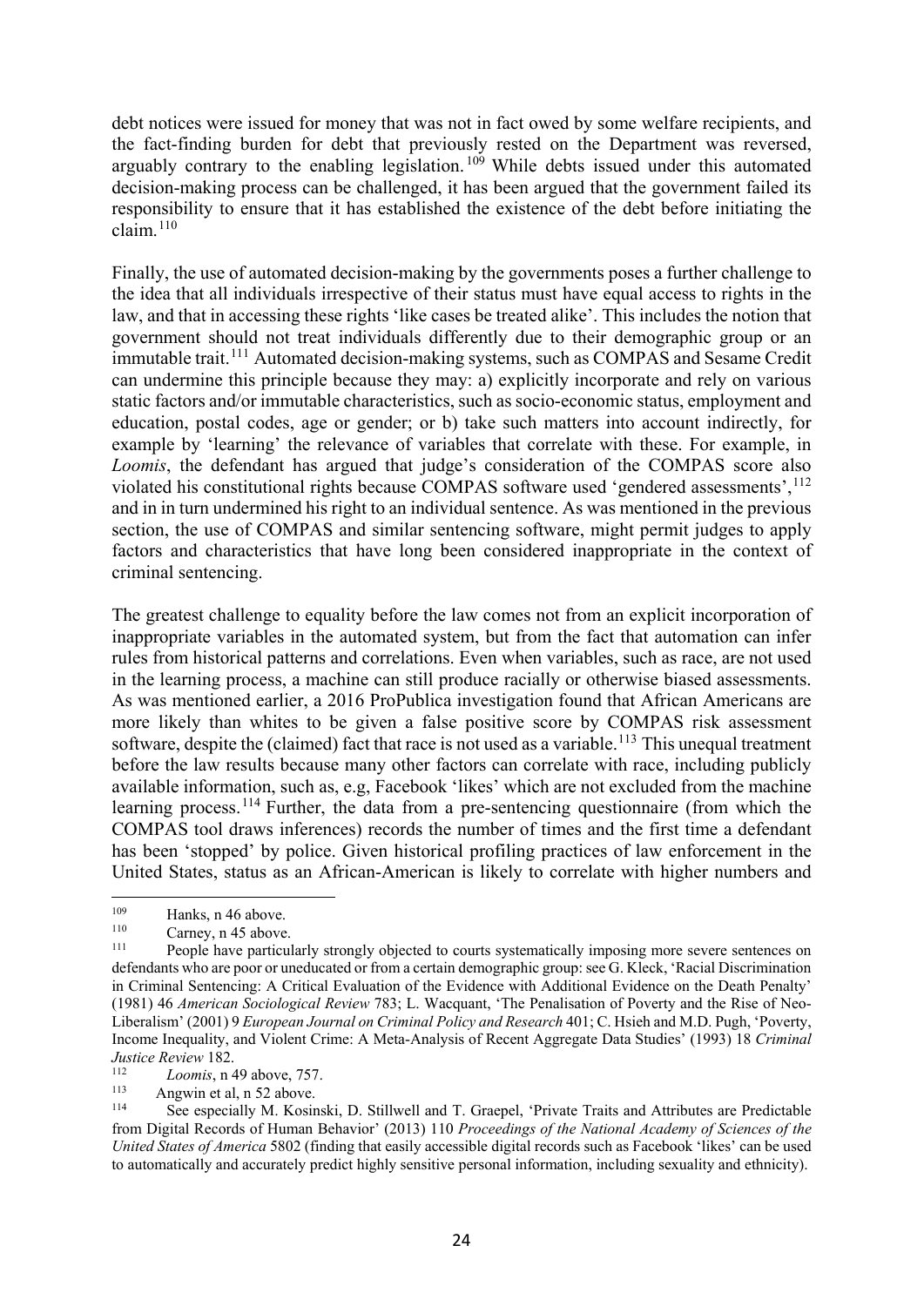debt notices were issued for money that was not in fact owed by some welfare recipients, and the fact-finding burden for debt that previously rested on the Department was reversed, arguably contrary to the enabling legislation.[109] While debts issued under this automated decision-making process can be challenged, it has been argued that the government failed its responsibility to ensure that it has established the existence of the debt before initiating the claim.[110]

Finally, the use of automated decision-making by the governments poses a further challenge to the idea that all individuals irrespective of their status must have equal access to rights in the law, and that in accessing these rights 'like cases be treated alike'. This includes the notion that government should not treat individuals differently due to their demographic group or an immutable trait.[111] Automated decision-making systems, such as COMPAS and Sesame Credit can undermine this principle because they may: a) explicitly incorporate and rely on various static factors and/or immutable characteristics, such as socio-economic status, employment and education, postal codes, age or gender; or b) take such matters into account indirectly, for example by 'learning' the relevance of variables that correlate with these. For example, in *Loomis*, the defendant has argued that judge's consideration of the COMPAS score also violated his constitutional rights because COMPAS software used 'gendered assessments',[112] and in in turn undermined his right to an individual sentence. As was mentioned in the previous section, the use of COMPAS and similar sentencing software, might permit judges to apply factors and characteristics that have long been considered inappropriate in the context of criminal sentencing.

The greatest challenge to equality before the law comes not from an explicit incorporation of inappropriate variables in the automated system, but from the fact that automation can infer rules from historical patterns and correlations. Even when variables, such as race, are not used in the learning process, a machine can still produce racially or otherwise biased assessments. As was mentioned earlier, a 2016 ProPublica investigation found that African Americans are more likely than whites to be given a false positive score by COMPAS risk assessment software, despite the (claimed) fact that race is not used as a variable.[113] This unequal treatment before the law results because many other factors can correlate with race, including publicly available information, such as, e.g, Facebook 'likes' which are not excluded from the machine learning process.[114] Further, the data from a pre-sentencing questionnaire (from which the COMPAS tool draws inferences) records the number of times and the first time a defendant has been 'stopped' by police. Given historical profiling practices of law enforcement in the United States, status as an African-American is likely to correlate with higher numbers and

---

[109] Hanks, n 46 above.

[110] Carney, n 45 above.

[111] People have particularly strongly objected to courts systematically imposing more severe sentences on defendants who are poor or uneducated or from a certain demographic group: see G. Kleck, 'Racial Discrimination in Criminal Sentencing: A Critical Evaluation of the Evidence with Additional Evidence on the Death Penalty' (1981) 46 *American Sociological Review* 783; L. Wacquant, 'The Penalisation of Poverty and the Rise of Neo-Liberalism' (2001) 9 *European Journal on Criminal Policy and Research* 401; C. Hsieh and M.D. Pugh, 'Poverty, Income Inequality, and Violent Crime: A Meta-Analysis of Recent Aggregate Data Studies' (1993) 18 *Criminal Justice Review* 182.

[112] *Loomis*, n 49 above, 757.

[113] Angwin et al, n 52 above.

[114] See especially M. Kosinski, D. Stillwell and T. Graepel, 'Private Traits and Attributes are Predictable from Digital Records of Human Behavior' (2013) 110 *Proceedings of the National Academy of Sciences of the United States of America* 5802 (finding that easily accessible digital records such as Facebook 'likes' can be used to automatically and accurately predict highly sensitive personal information, including sexuality and ethnicity).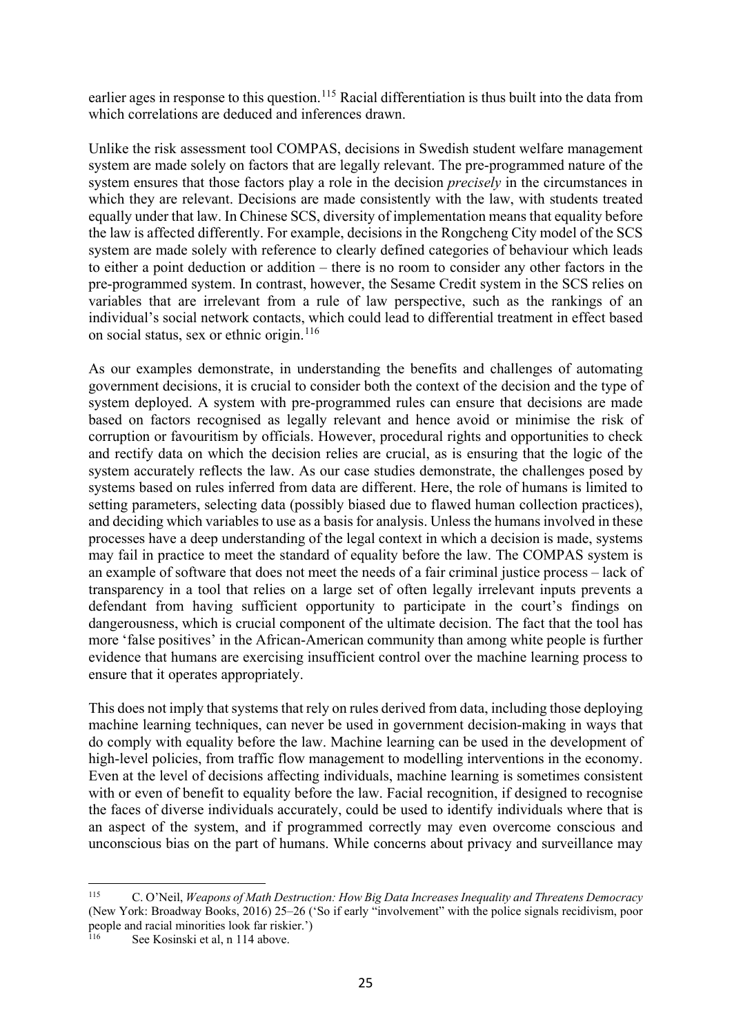earlier ages in response to this question.[115] Racial differentiation is thus built into the data from which correlations are deduced and inferences drawn.

Unlike the risk assessment tool COMPAS, decisions in Swedish student welfare management system are made solely on factors that are legally relevant. The pre-programmed nature of the system ensures that those factors play a role in the decision *precisely* in the circumstances in which they are relevant. Decisions are made consistently with the law, with students treated equally under that law. In Chinese SCS, diversity of implementation means that equality before the law is affected differently. For example, decisions in the Rongcheng City model of the SCS system are made solely with reference to clearly defined categories of behaviour which leads to either a point deduction or addition – there is no room to consider any other factors in the pre-programmed system. In contrast, however, the Sesame Credit system in the SCS relies on variables that are irrelevant from a rule of law perspective, such as the rankings of an individual's social network contacts, which could lead to differential treatment in effect based on social status, sex or ethnic origin.[116]

As our examples demonstrate, in understanding the benefits and challenges of automating government decisions, it is crucial to consider both the context of the decision and the type of system deployed. A system with pre-programmed rules can ensure that decisions are made based on factors recognised as legally relevant and hence avoid or minimise the risk of corruption or favouritism by officials. However, procedural rights and opportunities to check and rectify data on which the decision relies are crucial, as is ensuring that the logic of the system accurately reflects the law. As our case studies demonstrate, the challenges posed by systems based on rules inferred from data are different. Here, the role of humans is limited to setting parameters, selecting data (possibly biased due to flawed human collection practices), and deciding which variables to use as a basis for analysis. Unless the humans involved in these processes have a deep understanding of the legal context in which a decision is made, systems may fail in practice to meet the standard of equality before the law. The COMPAS system is an example of software that does not meet the needs of a fair criminal justice process – lack of transparency in a tool that relies on a large set of often legally irrelevant inputs prevents a defendant from having sufficient opportunity to participate in the court's findings on dangerousness, which is crucial component of the ultimate decision. The fact that the tool has more 'false positives' in the African-American community than among white people is further evidence that humans are exercising insufficient control over the machine learning process to ensure that it operates appropriately.

This does not imply that systems that rely on rules derived from data, including those deploying machine learning techniques, can never be used in government decision-making in ways that do comply with equality before the law. Machine learning can be used in the development of high-level policies, from traffic flow management to modelling interventions in the economy. Even at the level of decisions affecting individuals, machine learning is sometimes consistent with or even of benefit to equality before the law. Facial recognition, if designed to recognise the faces of diverse individuals accurately, could be used to identify individuals where that is an aspect of the system, and if programmed correctly may even overcome conscious and unconscious bias on the part of humans. While concerns about privacy and surveillance may

---

[115] C. O'Neil, *Weapons of Math Destruction: How Big Data Increases Inequality and Threatens Democracy* (New York: Broadway Books, 2016) 25–26 ('So if early "involvement" with the police signals recidivism, poor people and racial minorities look far riskier.')

[116] See Kosinski et al, n 114 above.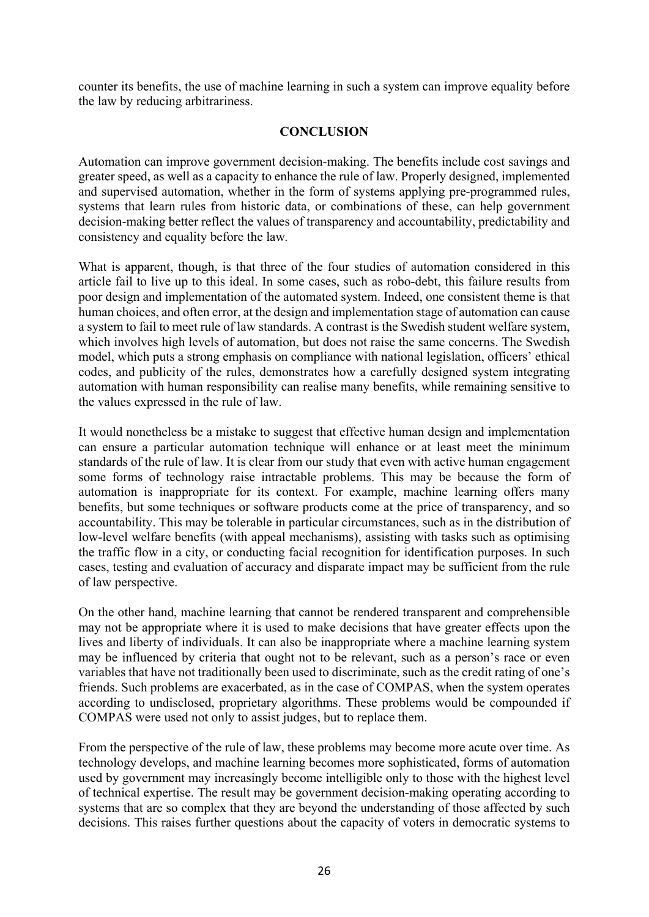counter its benefits, the use of machine learning in such a system can improve equality before the law by reducing arbitrariness.

## CONCLUSION

Automation can improve government decision-making. The benefits include cost savings and greater speed, as well as a capacity to enhance the rule of law. Properly designed, implemented and supervised automation, whether in the form of systems applying pre-programmed rules, systems that learn rules from historic data, or combinations of these, can help government decision-making better reflect the values of transparency and accountability, predictability and consistency and equality before the law.

What is apparent, though, is that three of the four studies of automation considered in this article fail to live up to this ideal. In some cases, such as robo-debt, this failure results from poor design and implementation of the automated system. Indeed, one consistent theme is that human choices, and often error, at the design and implementation stage of automation can cause a system to fail to meet rule of law standards. A contrast is the Swedish student welfare system, which involves high levels of automation, but does not raise the same concerns. The Swedish model, which puts a strong emphasis on compliance with national legislation, officers' ethical codes, and publicity of the rules, demonstrates how a carefully designed system integrating automation with human responsibility can realise many benefits, while remaining sensitive to the values expressed in the rule of law.

It would nonetheless be a mistake to suggest that effective human design and implementation can ensure a particular automation technique will enhance or at least meet the minimum standards of the rule of law. It is clear from our study that even with active human engagement some forms of technology raise intractable problems. This may be because the form of automation is inappropriate for its context. For example, machine learning offers many benefits, but some techniques or software products come at the price of transparency, and so accountability. This may be tolerable in particular circumstances, such as in the distribution of low-level welfare benefits (with appeal mechanisms), assisting with tasks such as optimising the traffic flow in a city, or conducting facial recognition for identification purposes. In such cases, testing and evaluation of accuracy and disparate impact may be sufficient from the rule of law perspective.

On the other hand, machine learning that cannot be rendered transparent and comprehensible may not be appropriate where it is used to make decisions that have greater effects upon the lives and liberty of individuals. It can also be inappropriate where a machine learning system may be influenced by criteria that ought not to be relevant, such as a person's race or even variables that have not traditionally been used to discriminate, such as the credit rating of one's friends. Such problems are exacerbated, as in the case of COMPAS, when the system operates according to undisclosed, proprietary algorithms. These problems would be compounded if COMPAS were used not only to assist judges, but to replace them.

From the perspective of the rule of law, these problems may become more acute over time. As technology develops, and machine learning becomes more sophisticated, forms of automation used by government may increasingly become intelligible only to those with the highest level of technical expertise. The result may be government decision-making operating according to systems that are so complex that they are beyond the understanding of those affected by such decisions. This raises further questions about the capacity of voters in democratic systems to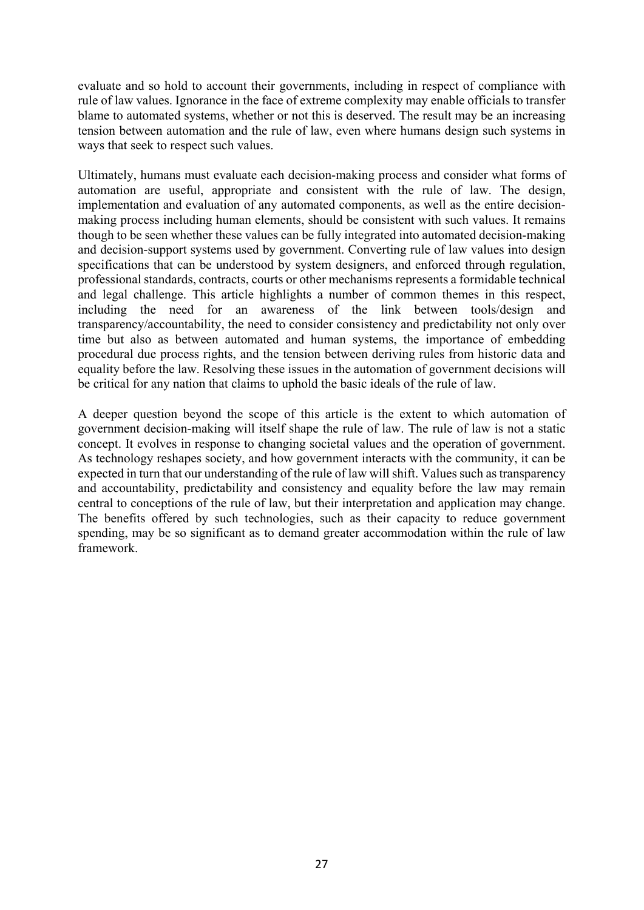evaluate and so hold to account their governments, including in respect of compliance with rule of law values. Ignorance in the face of extreme complexity may enable officials to transfer blame to automated systems, whether or not this is deserved. The result may be an increasing tension between automation and the rule of law, even where humans design such systems in ways that seek to respect such values.

Ultimately, humans must evaluate each decision-making process and consider what forms of automation are useful, appropriate and consistent with the rule of law. The design, implementation and evaluation of any automated components, as well as the entire decision-making process including human elements, should be consistent with such values. It remains though to be seen whether these values can be fully integrated into automated decision-making and decision-support systems used by government. Converting rule of law values into design specifications that can be understood by system designers, and enforced through regulation, professional standards, contracts, courts or other mechanisms represents a formidable technical and legal challenge. This article highlights a number of common themes in this respect, including the need for an awareness of the link between tools/design and transparency/accountability, the need to consider consistency and predictability not only over time but also as between automated and human systems, the importance of embedding procedural due process rights, and the tension between deriving rules from historic data and equality before the law. Resolving these issues in the automation of government decisions will be critical for any nation that claims to uphold the basic ideals of the rule of law.

A deeper question beyond the scope of this article is the extent to which automation of government decision-making will itself shape the rule of law. The rule of law is not a static concept. It evolves in response to changing societal values and the operation of government. As technology reshapes society, and how government interacts with the community, it can be expected in turn that our understanding of the rule of law will shift. Values such as transparency and accountability, predictability and consistency and equality before the law may remain central to conceptions of the rule of law, but their interpretation and application may change. The benefits offered by such technologies, such as their capacity to reduce government spending, may be so significant as to demand greater accommodation within the rule of law framework.